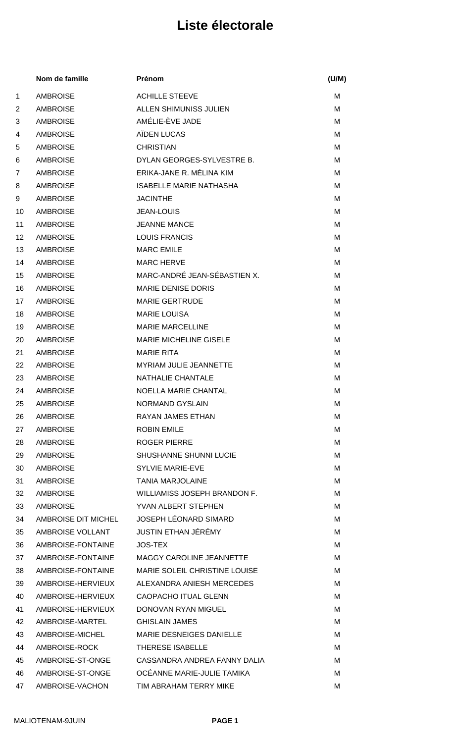# Liste électorale

| | Nom de famille | Prénom | (U/M) |
|---|---|---|---|
| 1 | AMBROISE | ACHILLE STEEVE | M |
| 2 | AMBROISE | ALLEN SHIMUNISS JULIEN | M |
| 3 | AMBROISE | AMÉLIE-ÈVE JADE | M |
| 4 | AMBROISE | AÏDEN LUCAS | M |
| 5 | AMBROISE | CHRISTIAN | M |
| 6 | AMBROISE | DYLAN GEORGES-SYLVESTRE B. | M |
| 7 | AMBROISE | ERIKA-JANE R. MÉLINA KIM | M |
| 8 | AMBROISE | ISABELLE MARIE NATHASHA | M |
| 9 | AMBROISE | JACINTHE | M |
| 10 | AMBROISE | JEAN-LOUIS | M |
| 11 | AMBROISE | JEANNE MANCE | M |
| 12 | AMBROISE | LOUIS FRANCIS | M |
| 13 | AMBROISE | MARC EMILE | M |
| 14 | AMBROISE | MARC HERVE | M |
| 15 | AMBROISE | MARC-ANDRÉ JEAN-SÉBASTIEN X. | M |
| 16 | AMBROISE | MARIE DENISE DORIS | M |
| 17 | AMBROISE | MARIE GERTRUDE | M |
| 18 | AMBROISE | MARIE LOUISA | M |
| 19 | AMBROISE | MARIE MARCELLINE | M |
| 20 | AMBROISE | MARIE MICHELINE GISELE | M |
| 21 | AMBROISE | MARIE RITA | M |
| 22 | AMBROISE | MYRIAM JULIE JEANNETTE | M |
| 23 | AMBROISE | NATHALIE CHANTALE | M |
| 24 | AMBROISE | NOELLA MARIE CHANTAL | M |
| 25 | AMBROISE | NORMAND GYSLAIN | M |
| 26 | AMBROISE | RAYAN JAMES ETHAN | M |
| 27 | AMBROISE | ROBIN EMILE | M |
| 28 | AMBROISE | ROGER PIERRE | M |
| 29 | AMBROISE | SHUSHANNE SHUNNI LUCIE | M |
| 30 | AMBROISE | SYLVIE MARIE-EVE | M |
| 31 | AMBROISE | TANIA MARJOLAINE | M |
| 32 | AMBROISE | WILLIAMISS JOSEPH BRANDON F. | M |
| 33 | AMBROISE | YVAN ALBERT STEPHEN | M |
| 34 | AMBROISE DIT MICHEL | JOSEPH LÉONARD SIMARD | M |
| 35 | AMBROISE VOLLANT | JUSTIN ETHAN JÉRÉMY | M |
| 36 | AMBROISE-FONTAINE | JOS-TEX | M |
| 37 | AMBROISE-FONTAINE | MAGGY CAROLINE JEANNETTE | M |
| 38 | AMBROISE-FONTAINE | MARIE SOLEIL CHRISTINE LOUISE | M |
| 39 | AMBROISE-HERVIEUX | ALEXANDRA ANIESH MERCEDES | M |
| 40 | AMBROISE-HERVIEUX | CAOPACHO ITUAL GLENN | M |
| 41 | AMBROISE-HERVIEUX | DONOVAN RYAN MIGUEL | M |
| 42 | AMBROISE-MARTEL | GHISLAIN JAMES | M |
| 43 | AMBROISE-MICHEL | MARIE DESNEIGES DANIELLE | M |
| 44 | AMBROISE-ROCK | THERESE ISABELLE | M |
| 45 | AMBROISE-ST-ONGE | CASSANDRA ANDREA FANNY DALIA | M |
| 46 | AMBROISE-ST-ONGE | OCÉANNE MARIE-JULIE TAMIKA | M |
| 47 | AMBROISE-VACHON | TIM ABRAHAM TERRY MIKE | M |

MALIOTENAM-9JUIN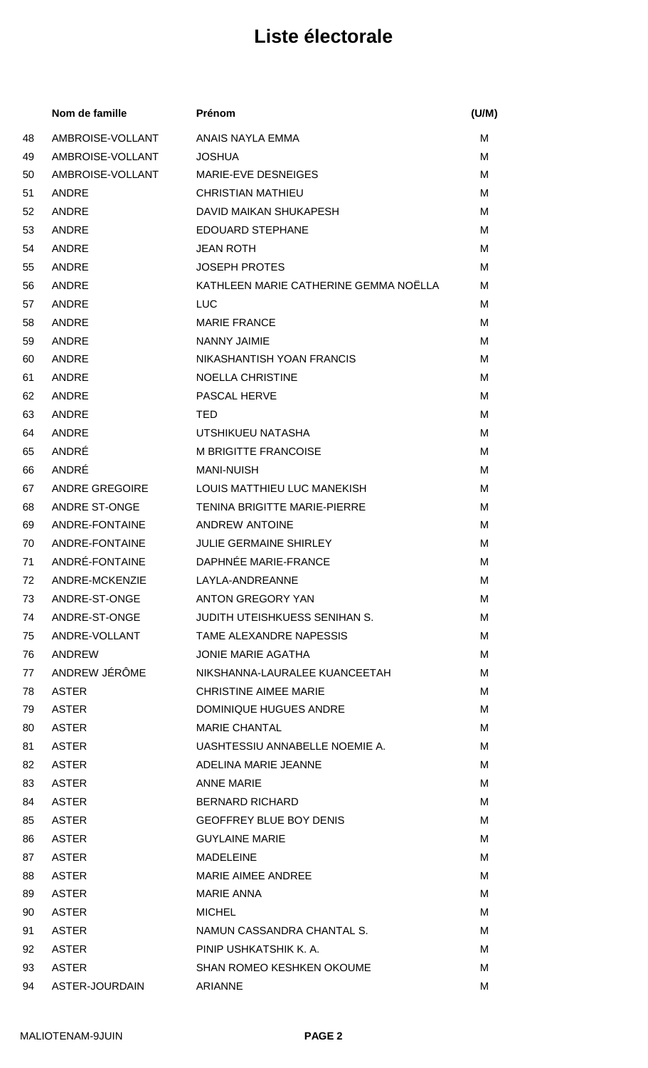# Liste électorale

| | Nom de famille | Prénom | (U/M) |
|---|---|---|---|
| 48 | AMBROISE-VOLLANT | ANAIS NAYLA EMMA | M |
| 49 | AMBROISE-VOLLANT | JOSHUA | M |
| 50 | AMBROISE-VOLLANT | MARIE-EVE DESNEIGES | M |
| 51 | ANDRE | CHRISTIAN MATHIEU | M |
| 52 | ANDRE | DAVID MAIKAN SHUKAPESH | M |
| 53 | ANDRE | EDOUARD STEPHANE | M |
| 54 | ANDRE | JEAN ROTH | M |
| 55 | ANDRE | JOSEPH PROTES | M |
| 56 | ANDRE | KATHLEEN MARIE CATHERINE GEMMA NOËLLA | M |
| 57 | ANDRE | LUC | M |
| 58 | ANDRE | MARIE FRANCE | M |
| 59 | ANDRE | NANNY JAIMIE | M |
| 60 | ANDRE | NIKASHANTISH YOAN FRANCIS | M |
| 61 | ANDRE | NOELLA CHRISTINE | M |
| 62 | ANDRE | PASCAL HERVE | M |
| 63 | ANDRE | TED | M |
| 64 | ANDRE | UTSHIKUEU NATASHA | M |
| 65 | ANDRÉ | M BRIGITTE FRANCOISE | M |
| 66 | ANDRÉ | MANI-NUISH | M |
| 67 | ANDRE GREGOIRE | LOUIS MATTHIEU LUC MANEKISH | M |
| 68 | ANDRE ST-ONGE | TENINA BRIGITTE MARIE-PIERRE | M |
| 69 | ANDRE-FONTAINE | ANDREW ANTOINE | M |
| 70 | ANDRE-FONTAINE | JULIE GERMAINE SHIRLEY | M |
| 71 | ANDRÉ-FONTAINE | DAPHNÉE MARIE-FRANCE | M |
| 72 | ANDRE-MCKENZIE | LAYLA-ANDREANNE | M |
| 73 | ANDRE-ST-ONGE | ANTON GREGORY YAN | M |
| 74 | ANDRE-ST-ONGE | JUDITH UTEISHKUESS SENIHAN S. | M |
| 75 | ANDRE-VOLLANT | TAME ALEXANDRE NAPESSIS | M |
| 76 | ANDREW | JONIE MARIE AGATHA | M |
| 77 | ANDREW JÉRÔME | NIKSHANNA-LAURALEE KUANCEETAH | M |
| 78 | ASTER | CHRISTINE AIMEE MARIE | M |
| 79 | ASTER | DOMINIQUE HUGUES ANDRE | M |
| 80 | ASTER | MARIE CHANTAL | M |
| 81 | ASTER | UASHTESSIU ANNABELLE NOEMIE A. | M |
| 82 | ASTER | ADELINA MARIE JEANNE | M |
| 83 | ASTER | ANNE MARIE | M |
| 84 | ASTER | BERNARD RICHARD | M |
| 85 | ASTER | GEOFFREY BLUE BOY DENIS | M |
| 86 | ASTER | GUYLAINE MARIE | M |
| 87 | ASTER | MADELEINE | M |
| 88 | ASTER | MARIE AIMEE ANDREE | M |
| 89 | ASTER | MARIE ANNA | M |
| 90 | ASTER | MICHEL | M |
| 91 | ASTER | NAMUN CASSANDRA CHANTAL S. | M |
| 92 | ASTER | PINIP USHKATSHIK K. A. | M |
| 93 | ASTER | SHAN ROMEO KESHKEN OKOUME | M |
| 94 | ASTER-JOURDAIN | ARIANNE | M |

MALIOTENAM-9JUIN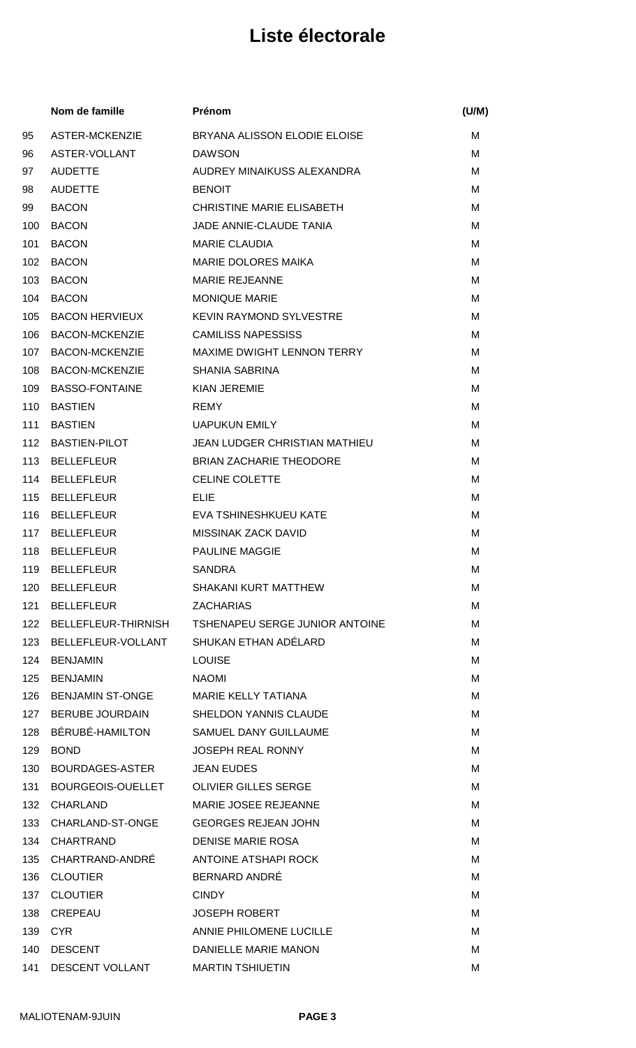# Liste électorale

| | Nom de famille | Prénom | (U/M) |
|---|---|---|---|
| 95 | ASTER-MCKENZIE | BRYANA ALISSON ELODIE ELOISE | M |
| 96 | ASTER-VOLLANT | DAWSON | M |
| 97 | AUDETTE | AUDREY MINAIKUSS ALEXANDRA | M |
| 98 | AUDETTE | BENOIT | M |
| 99 | BACON | CHRISTINE MARIE ELISABETH | M |
| 100 | BACON | JADE ANNIE-CLAUDE TANIA | M |
| 101 | BACON | MARIE CLAUDIA | M |
| 102 | BACON | MARIE DOLORES MAIKA | M |
| 103 | BACON | MARIE REJEANNE | M |
| 104 | BACON | MONIQUE MARIE | M |
| 105 | BACON HERVIEUX | KEVIN RAYMOND SYLVESTRE | M |
| 106 | BACON-MCKENZIE | CAMILISS NAPESSISS | M |
| 107 | BACON-MCKENZIE | MAXIME DWIGHT LENNON TERRY | M |
| 108 | BACON-MCKENZIE | SHANIA SABRINA | M |
| 109 | BASSO-FONTAINE | KIAN JEREMIE | M |
| 110 | BASTIEN | REMY | M |
| 111 | BASTIEN | UAPUKUN EMILY | M |
| 112 | BASTIEN-PILOT | JEAN LUDGER CHRISTIAN MATHIEU | M |
| 113 | BELLEFLEUR | BRIAN ZACHARIE THEODORE | M |
| 114 | BELLEFLEUR | CELINE COLETTE | M |
| 115 | BELLEFLEUR | ELIE | M |
| 116 | BELLEFLEUR | EVA TSHINESHKUEU KATE | M |
| 117 | BELLEFLEUR | MISSINAK ZACK DAVID | M |
| 118 | BELLEFLEUR | PAULINE MAGGIE | M |
| 119 | BELLEFLEUR | SANDRA | M |
| 120 | BELLEFLEUR | SHAKANI KURT MATTHEW | M |
| 121 | BELLEFLEUR | ZACHARIAS | M |
| 122 | BELLEFLEUR-THIRNISH | TSHENAPEU SERGE JUNIOR ANTOINE | M |
| 123 | BELLEFLEUR-VOLLANT | SHUKAN ETHAN ADÉLARD | M |
| 124 | BENJAMIN | LOUISE | M |
| 125 | BENJAMIN | NAOMI | M |
| 126 | BENJAMIN ST-ONGE | MARIE KELLY TATIANA | M |
| 127 | BERUBE JOURDAIN | SHELDON YANNIS CLAUDE | M |
| 128 | BÉRUBÉ-HAMILTON | SAMUEL DANY GUILLAUME | M |
| 129 | BOND | JOSEPH REAL RONNY | M |
| 130 | BOURDAGES-ASTER | JEAN EUDES | M |
| 131 | BOURGEOIS-OUELLET | OLIVIER GILLES SERGE | M |
| 132 | CHARLAND | MARIE JOSEE REJEANNE | M |
| 133 | CHARLAND-ST-ONGE | GEORGES REJEAN JOHN | M |
| 134 | CHARTRAND | DENISE MARIE ROSA | M |
| 135 | CHARTRAND-ANDRÉ | ANTOINE ATSHAPI ROCK | M |
| 136 | CLOUTIER | BERNARD ANDRÉ | M |
| 137 | CLOUTIER | CINDY | M |
| 138 | CREPEAU | JOSEPH ROBERT | M |
| 139 | CYR | ANNIE PHILOMENE LUCILLE | M |
| 140 | DESCENT | DANIELLE MARIE MANON | M |
| 141 | DESCENT VOLLANT | MARTIN TSHIUETIN | M |

MALIOTENAM-9JUIN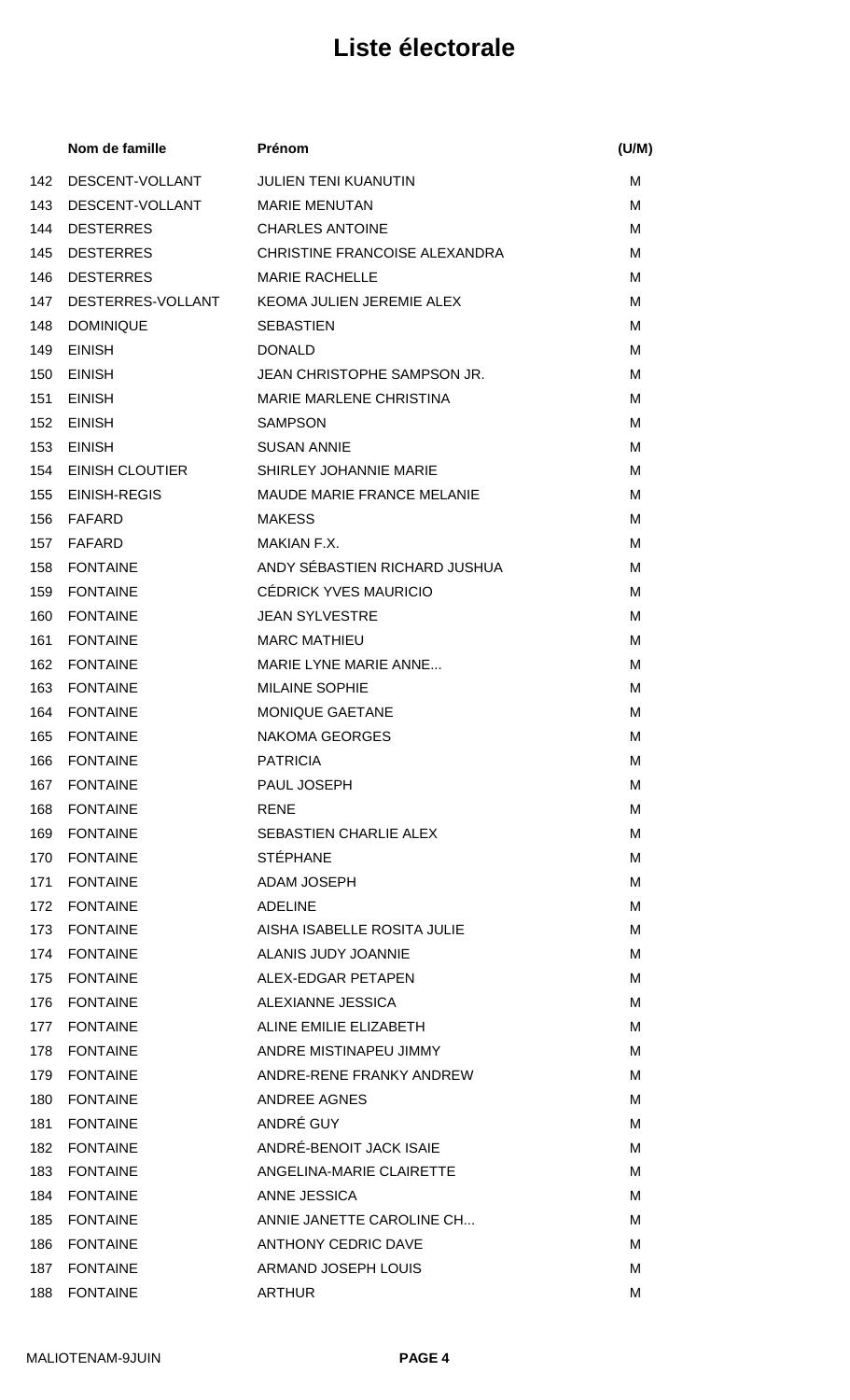# Liste électorale

| | Nom de famille | Prénom | (U/M) |
|---|---|---|---|
| 142 | DESCENT-VOLLANT | JULIEN TENI KUANUTIN | M |
| 143 | DESCENT-VOLLANT | MARIE MENUTAN | M |
| 144 | DESTERRES | CHARLES ANTOINE | M |
| 145 | DESTERRES | CHRISTINE FRANCOISE ALEXANDRA | M |
| 146 | DESTERRES | MARIE RACHELLE | M |
| 147 | DESTERRES-VOLLANT | KEOMA JULIEN JEREMIE ALEX | M |
| 148 | DOMINIQUE | SEBASTIEN | M |
| 149 | EINISH | DONALD | M |
| 150 | EINISH | JEAN CHRISTOPHE SAMPSON JR. | M |
| 151 | EINISH | MARIE MARLENE CHRISTINA | M |
| 152 | EINISH | SAMPSON | M |
| 153 | EINISH | SUSAN ANNIE | M |
| 154 | EINISH CLOUTIER | SHIRLEY JOHANNIE MARIE | M |
| 155 | EINISH-REGIS | MAUDE MARIE FRANCE MELANIE | M |
| 156 | FAFARD | MAKESS | M |
| 157 | FAFARD | MAKIAN F.X. | M |
| 158 | FONTAINE | ANDY SÉBASTIEN RICHARD JUSHUA | M |
| 159 | FONTAINE | CÉDRICK YVES MAURICIO | M |
| 160 | FONTAINE | JEAN SYLVESTRE | M |
| 161 | FONTAINE | MARC MATHIEU | M |
| 162 | FONTAINE | MARIE LYNE MARIE ANNE... | M |
| 163 | FONTAINE | MILAINE SOPHIE | M |
| 164 | FONTAINE | MONIQUE GAETANE | M |
| 165 | FONTAINE | NAKOMA GEORGES | M |
| 166 | FONTAINE | PATRICIA | M |
| 167 | FONTAINE | PAUL JOSEPH | M |
| 168 | FONTAINE | RENE | M |
| 169 | FONTAINE | SEBASTIEN CHARLIE ALEX | M |
| 170 | FONTAINE | STÉPHANE | M |
| 171 | FONTAINE | ADAM JOSEPH | M |
| 172 | FONTAINE | ADELINE | M |
| 173 | FONTAINE | AISHA ISABELLE ROSITA JULIE | M |
| 174 | FONTAINE | ALANIS JUDY JOANNIE | M |
| 175 | FONTAINE | ALEX-EDGAR PETAPEN | M |
| 176 | FONTAINE | ALEXIANNE JESSICA | M |
| 177 | FONTAINE | ALINE EMILIE ELIZABETH | M |
| 178 | FONTAINE | ANDRE MISTINAPEU JIMMY | M |
| 179 | FONTAINE | ANDRE-RENE FRANKY ANDREW | M |
| 180 | FONTAINE | ANDREE AGNES | M |
| 181 | FONTAINE | ANDRÉ GUY | M |
| 182 | FONTAINE | ANDRÉ-BENOIT JACK ISAIE | M |
| 183 | FONTAINE | ANGELINA-MARIE CLAIRETTE | M |
| 184 | FONTAINE | ANNE JESSICA | M |
| 185 | FONTAINE | ANNIE JANETTE CAROLINE CH... | M |
| 186 | FONTAINE | ANTHONY CEDRIC DAVE | M |
| 187 | FONTAINE | ARMAND JOSEPH LOUIS | M |
| 188 | FONTAINE | ARTHUR | M |

MALIOTENAM-9JUIN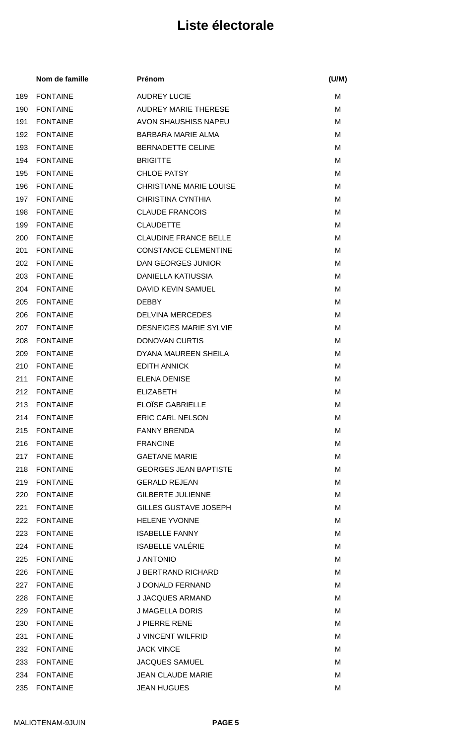# Liste électorale

| | Nom de famille | Prénom | (U/M) |
|---|---|---|---|
| 189 | FONTAINE | AUDREY LUCIE | M |
| 190 | FONTAINE | AUDREY MARIE THERESE | M |
| 191 | FONTAINE | AVON SHAUSHISS NAPEU | M |
| 192 | FONTAINE | BARBARA MARIE ALMA | M |
| 193 | FONTAINE | BERNADETTE CELINE | M |
| 194 | FONTAINE | BRIGITTE | M |
| 195 | FONTAINE | CHLOE PATSY | M |
| 196 | FONTAINE | CHRISTIANE MARIE LOUISE | M |
| 197 | FONTAINE | CHRISTINA CYNTHIA | M |
| 198 | FONTAINE | CLAUDE FRANCOIS | M |
| 199 | FONTAINE | CLAUDETTE | M |
| 200 | FONTAINE | CLAUDINE FRANCE BELLE | M |
| 201 | FONTAINE | CONSTANCE CLEMENTINE | M |
| 202 | FONTAINE | DAN GEORGES JUNIOR | M |
| 203 | FONTAINE | DANIELLA KATIUSSIA | M |
| 204 | FONTAINE | DAVID KEVIN SAMUEL | M |
| 205 | FONTAINE | DEBBY | M |
| 206 | FONTAINE | DELVINA MERCEDES | M |
| 207 | FONTAINE | DESNEIGES MARIE SYLVIE | M |
| 208 | FONTAINE | DONOVAN CURTIS | M |
| 209 | FONTAINE | DYANA MAUREEN SHEILA | M |
| 210 | FONTAINE | EDITH ANNICK | M |
| 211 | FONTAINE | ELENA DENISE | M |
| 212 | FONTAINE | ELIZABETH | M |
| 213 | FONTAINE | ELOÏSE GABRIELLE | M |
| 214 | FONTAINE | ERIC CARL NELSON | M |
| 215 | FONTAINE | FANNY BRENDA | M |
| 216 | FONTAINE | FRANCINE | M |
| 217 | FONTAINE | GAETANE MARIE | M |
| 218 | FONTAINE | GEORGES JEAN BAPTISTE | M |
| 219 | FONTAINE | GERALD REJEAN | M |
| 220 | FONTAINE | GILBERTE JULIENNE | M |
| 221 | FONTAINE | GILLES GUSTAVE JOSEPH | M |
| 222 | FONTAINE | HELENE YVONNE | M |
| 223 | FONTAINE | ISABELLE FANNY | M |
| 224 | FONTAINE | ISABELLE VALÉRIE | M |
| 225 | FONTAINE | J ANTONIO | M |
| 226 | FONTAINE | J BERTRAND RICHARD | M |
| 227 | FONTAINE | J DONALD FERNAND | M |
| 228 | FONTAINE | J JACQUES ARMAND | M |
| 229 | FONTAINE | J MAGELLA DORIS | M |
| 230 | FONTAINE | J PIERRE RENE | M |
| 231 | FONTAINE | J VINCENT WILFRID | M |
| 232 | FONTAINE | JACK VINCE | M |
| 233 | FONTAINE | JACQUES SAMUEL | M |
| 234 | FONTAINE | JEAN CLAUDE MARIE | M |
| 235 | FONTAINE | JEAN HUGUES | M |

MALIOTENAM-9JUIN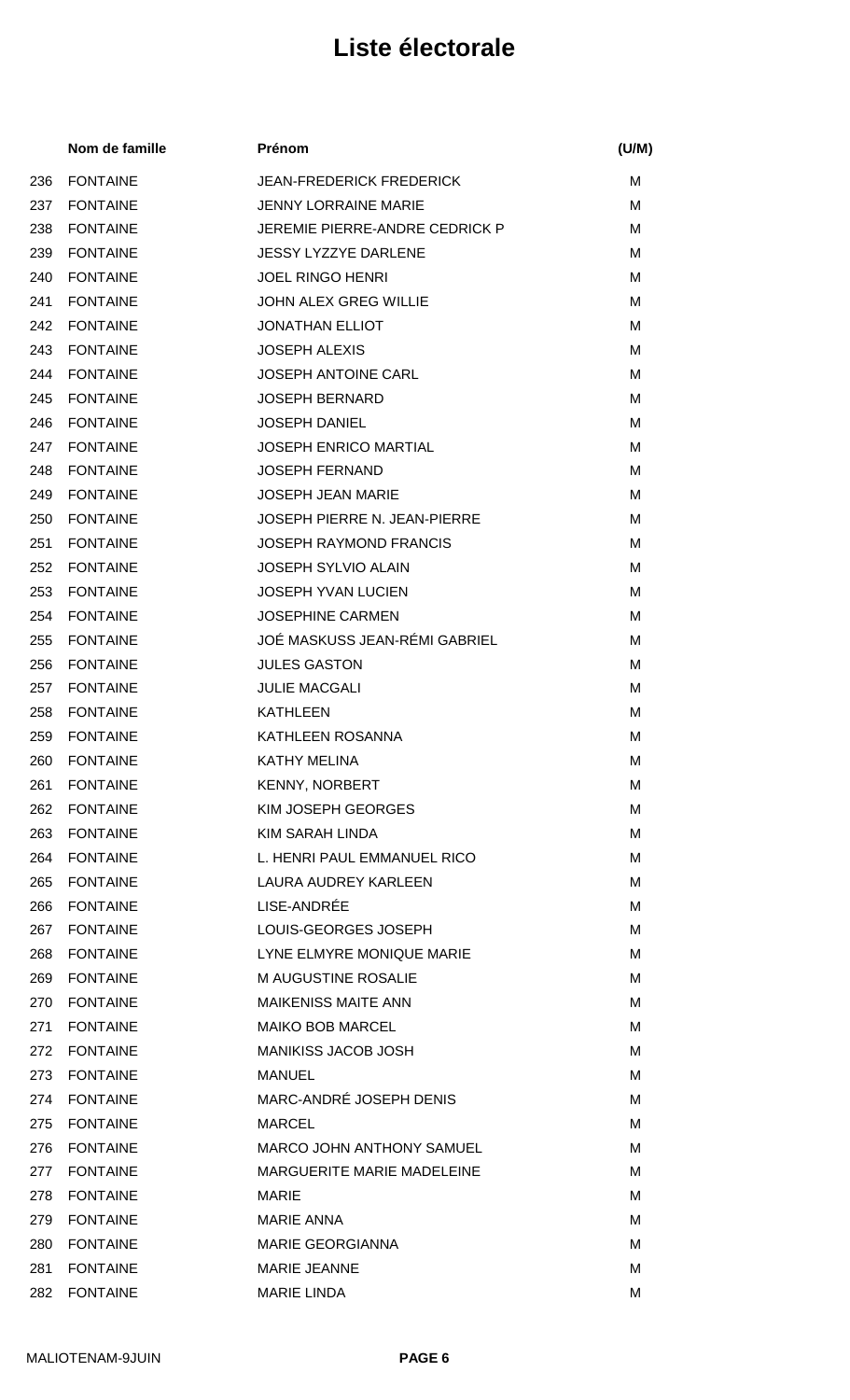# Liste électorale

| | Nom de famille | Prénom | (U/M) |
|---|---|---|---|
| 236 | FONTAINE | JEAN-FREDERICK FREDERICK | M |
| 237 | FONTAINE | JENNY LORRAINE MARIE | M |
| 238 | FONTAINE | JEREMIE PIERRE-ANDRE CEDRICK P | M |
| 239 | FONTAINE | JESSY LYZZYE DARLENE | M |
| 240 | FONTAINE | JOEL RINGO HENRI | M |
| 241 | FONTAINE | JOHN ALEX GREG WILLIE | M |
| 242 | FONTAINE | JONATHAN ELLIOT | M |
| 243 | FONTAINE | JOSEPH ALEXIS | M |
| 244 | FONTAINE | JOSEPH ANTOINE CARL | M |
| 245 | FONTAINE | JOSEPH BERNARD | M |
| 246 | FONTAINE | JOSEPH DANIEL | M |
| 247 | FONTAINE | JOSEPH ENRICO MARTIAL | M |
| 248 | FONTAINE | JOSEPH FERNAND | M |
| 249 | FONTAINE | JOSEPH JEAN MARIE | M |
| 250 | FONTAINE | JOSEPH PIERRE N. JEAN-PIERRE | M |
| 251 | FONTAINE | JOSEPH RAYMOND FRANCIS | M |
| 252 | FONTAINE | JOSEPH SYLVIO ALAIN | M |
| 253 | FONTAINE | JOSEPH YVAN LUCIEN | M |
| 254 | FONTAINE | JOSEPHINE CARMEN | M |
| 255 | FONTAINE | JOÉ MASKUSS JEAN-RÉMI GABRIEL | M |
| 256 | FONTAINE | JULES GASTON | M |
| 257 | FONTAINE | JULIE MACGALI | M |
| 258 | FONTAINE | KATHLEEN | M |
| 259 | FONTAINE | KATHLEEN ROSANNA | M |
| 260 | FONTAINE | KATHY MELINA | M |
| 261 | FONTAINE | KENNY, NORBERT | M |
| 262 | FONTAINE | KIM JOSEPH GEORGES | M |
| 263 | FONTAINE | KIM SARAH LINDA | M |
| 264 | FONTAINE | L. HENRI PAUL EMMANUEL RICO | M |
| 265 | FONTAINE | LAURA AUDREY KARLEEN | M |
| 266 | FONTAINE | LISE-ANDRÉE | M |
| 267 | FONTAINE | LOUIS-GEORGES JOSEPH | M |
| 268 | FONTAINE | LYNE ELMYRE MONIQUE MARIE | M |
| 269 | FONTAINE | M AUGUSTINE ROSALIE | M |
| 270 | FONTAINE | MAIKENISS MAITE ANN | M |
| 271 | FONTAINE | MAIKO BOB MARCEL | M |
| 272 | FONTAINE | MANIKISS JACOB JOSH | M |
| 273 | FONTAINE | MANUEL | M |
| 274 | FONTAINE | MARC-ANDRÉ JOSEPH DENIS | M |
| 275 | FONTAINE | MARCEL | M |
| 276 | FONTAINE | MARCO JOHN ANTHONY SAMUEL | M |
| 277 | FONTAINE | MARGUERITE MARIE MADELEINE | M |
| 278 | FONTAINE | MARIE | M |
| 279 | FONTAINE | MARIE ANNA | M |
| 280 | FONTAINE | MARIE GEORGIANNA | M |
| 281 | FONTAINE | MARIE JEANNE | M |
| 282 | FONTAINE | MARIE LINDA | M |

MALIOTENAM-9JUIN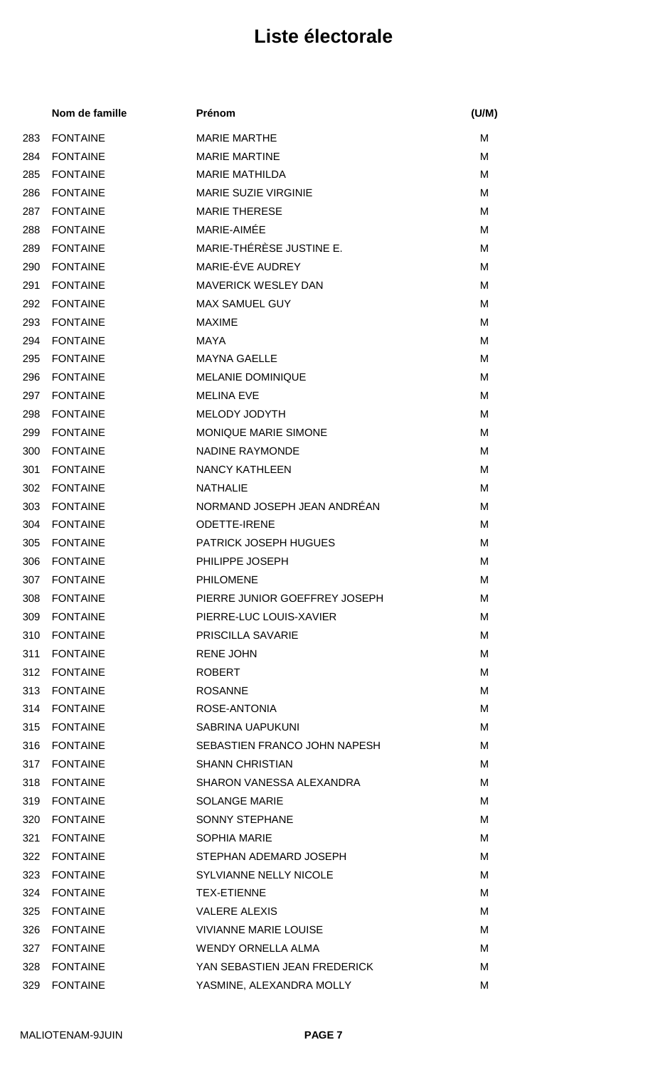# Liste électorale

| | Nom de famille | Prénom | (U/M) |
|---|---|---|---|
| 283 | FONTAINE | MARIE MARTHE | M |
| 284 | FONTAINE | MARIE MARTINE | M |
| 285 | FONTAINE | MARIE MATHILDA | M |
| 286 | FONTAINE | MARIE SUZIE VIRGINIE | M |
| 287 | FONTAINE | MARIE THERESE | M |
| 288 | FONTAINE | MARIE-AIMÉE | M |
| 289 | FONTAINE | MARIE-THÉRÈSE JUSTINE E. | M |
| 290 | FONTAINE | MARIE-ÉVE AUDREY | M |
| 291 | FONTAINE | MAVERICK WESLEY DAN | M |
| 292 | FONTAINE | MAX SAMUEL GUY | M |
| 293 | FONTAINE | MAXIME | M |
| 294 | FONTAINE | MAYA | M |
| 295 | FONTAINE | MAYNA GAELLE | M |
| 296 | FONTAINE | MELANIE DOMINIQUE | M |
| 297 | FONTAINE | MELINA EVE | M |
| 298 | FONTAINE | MELODY JODYTH | M |
| 299 | FONTAINE | MONIQUE MARIE SIMONE | M |
| 300 | FONTAINE | NADINE RAYMONDE | M |
| 301 | FONTAINE | NANCY KATHLEEN | M |
| 302 | FONTAINE | NATHALIE | M |
| 303 | FONTAINE | NORMAND JOSEPH JEAN ANDRÉAN | M |
| 304 | FONTAINE | ODETTE-IRENE | M |
| 305 | FONTAINE | PATRICK JOSEPH HUGUES | M |
| 306 | FONTAINE | PHILIPPE JOSEPH | M |
| 307 | FONTAINE | PHILOMENE | M |
| 308 | FONTAINE | PIERRE JUNIOR GOEFFREY JOSEPH | M |
| 309 | FONTAINE | PIERRE-LUC LOUIS-XAVIER | M |
| 310 | FONTAINE | PRISCILLA SAVARIE | M |
| 311 | FONTAINE | RENE JOHN | M |
| 312 | FONTAINE | ROBERT | M |
| 313 | FONTAINE | ROSANNE | M |
| 314 | FONTAINE | ROSE-ANTONIA | M |
| 315 | FONTAINE | SABRINA UAPUKUNI | M |
| 316 | FONTAINE | SEBASTIEN FRANCO JOHN NAPESH | M |
| 317 | FONTAINE | SHANN CHRISTIAN | M |
| 318 | FONTAINE | SHARON VANESSA ALEXANDRA | M |
| 319 | FONTAINE | SOLANGE MARIE | M |
| 320 | FONTAINE | SONNY STEPHANE | M |
| 321 | FONTAINE | SOPHIA MARIE | M |
| 322 | FONTAINE | STEPHAN ADEMARD JOSEPH | M |
| 323 | FONTAINE | SYLVIANNE NELLY NICOLE | M |
| 324 | FONTAINE | TEX-ETIENNE | M |
| 325 | FONTAINE | VALERE ALEXIS | M |
| 326 | FONTAINE | VIVIANNE MARIE LOUISE | M |
| 327 | FONTAINE | WENDY ORNELLA ALMA | M |
| 328 | FONTAINE | YAN SEBASTIEN JEAN FREDERICK | M |
| 329 | FONTAINE | YASMINE, ALEXANDRA MOLLY | M |

MALIOTENAM-9JUIN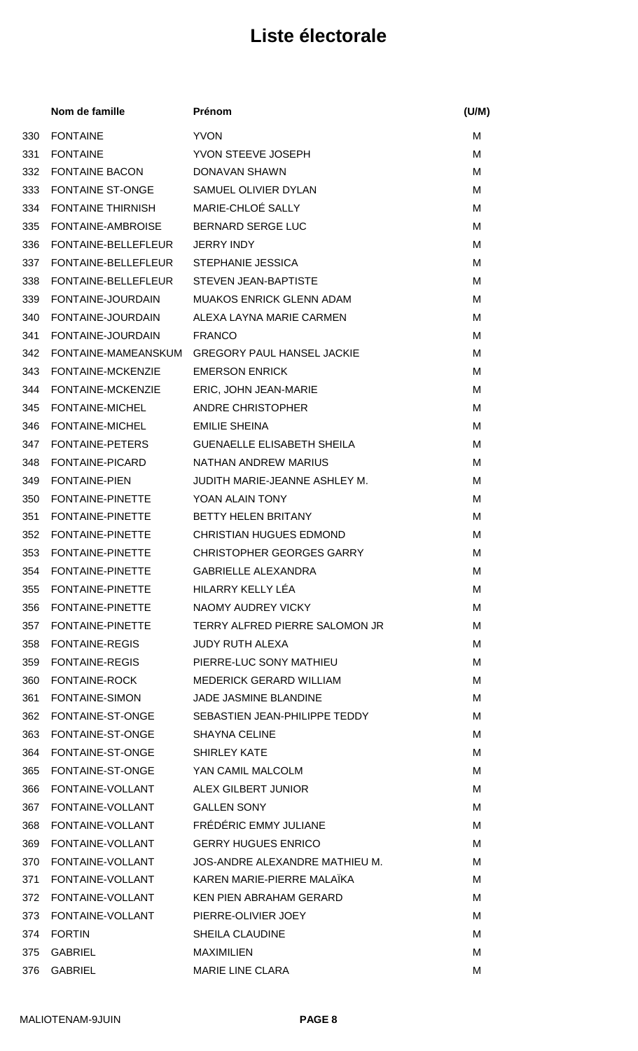# Liste électorale

| | Nom de famille | Prénom | (U/M) |
|---|---|---|---|
| 330 | FONTAINE | YVON | M |
| 331 | FONTAINE | YVON STEEVE JOSEPH | M |
| 332 | FONTAINE BACON | DONAVAN SHAWN | M |
| 333 | FONTAINE ST-ONGE | SAMUEL OLIVIER DYLAN | M |
| 334 | FONTAINE THIRNISH | MARIE-CHLOÉ SALLY | M |
| 335 | FONTAINE-AMBROISE | BERNARD SERGE LUC | M |
| 336 | FONTAINE-BELLEFLEUR | JERRY INDY | M |
| 337 | FONTAINE-BELLEFLEUR | STEPHANIE JESSICA | M |
| 338 | FONTAINE-BELLEFLEUR | STEVEN JEAN-BAPTISTE | M |
| 339 | FONTAINE-JOURDAIN | MUAKOS ENRICK GLENN ADAM | M |
| 340 | FONTAINE-JOURDAIN | ALEXA LAYNA MARIE CARMEN | M |
| 341 | FONTAINE-JOURDAIN | FRANCO | M |
| 342 | FONTAINE-MAMEANSKUM | GREGORY PAUL HANSEL JACKIE | M |
| 343 | FONTAINE-MCKENZIE | EMERSON ENRICK | M |
| 344 | FONTAINE-MCKENZIE | ERIC, JOHN JEAN-MARIE | M |
| 345 | FONTAINE-MICHEL | ANDRE CHRISTOPHER | M |
| 346 | FONTAINE-MICHEL | EMILIE SHEINA | M |
| 347 | FONTAINE-PETERS | GUENAELLE ELISABETH SHEILA | M |
| 348 | FONTAINE-PICARD | NATHAN ANDREW MARIUS | M |
| 349 | FONTAINE-PIEN | JUDITH MARIE-JEANNE ASHLEY M. | M |
| 350 | FONTAINE-PINETTE | YOAN ALAIN TONY | M |
| 351 | FONTAINE-PINETTE | BETTY HELEN BRITANY | M |
| 352 | FONTAINE-PINETTE | CHRISTIAN HUGUES EDMOND | M |
| 353 | FONTAINE-PINETTE | CHRISTOPHER GEORGES GARRY | M |
| 354 | FONTAINE-PINETTE | GABRIELLE ALEXANDRA | M |
| 355 | FONTAINE-PINETTE | HILARRY KELLY LÉA | M |
| 356 | FONTAINE-PINETTE | NAOMY AUDREY VICKY | M |
| 357 | FONTAINE-PINETTE | TERRY ALFRED PIERRE SALOMON JR | M |
| 358 | FONTAINE-REGIS | JUDY RUTH ALEXA | M |
| 359 | FONTAINE-REGIS | PIERRE-LUC SONY MATHIEU | M |
| 360 | FONTAINE-ROCK | MEDERICK GERARD WILLIAM | M |
| 361 | FONTAINE-SIMON | JADE JASMINE BLANDINE | M |
| 362 | FONTAINE-ST-ONGE | SEBASTIEN JEAN-PHILIPPE TEDDY | M |
| 363 | FONTAINE-ST-ONGE | SHAYNA CELINE | M |
| 364 | FONTAINE-ST-ONGE | SHIRLEY KATE | M |
| 365 | FONTAINE-ST-ONGE | YAN CAMIL MALCOLM | M |
| 366 | FONTAINE-VOLLANT | ALEX GILBERT JUNIOR | M |
| 367 | FONTAINE-VOLLANT | GALLEN SONY | M |
| 368 | FONTAINE-VOLLANT | FRÉDÉRIC EMMY JULIANE | M |
| 369 | FONTAINE-VOLLANT | GERRY HUGUES ENRICO | M |
| 370 | FONTAINE-VOLLANT | JOS-ANDRE ALEXANDRE MATHIEU M. | M |
| 371 | FONTAINE-VOLLANT | KAREN MARIE-PIERRE MALAÏKA | M |
| 372 | FONTAINE-VOLLANT | KEN PIEN ABRAHAM GERARD | M |
| 373 | FONTAINE-VOLLANT | PIERRE-OLIVIER JOEY | M |
| 374 | FORTIN | SHEILA CLAUDINE | M |
| 375 | GABRIEL | MAXIMILIEN | M |
| 376 | GABRIEL | MARIE LINE CLARA | M |

MALIOTENAM-9JUIN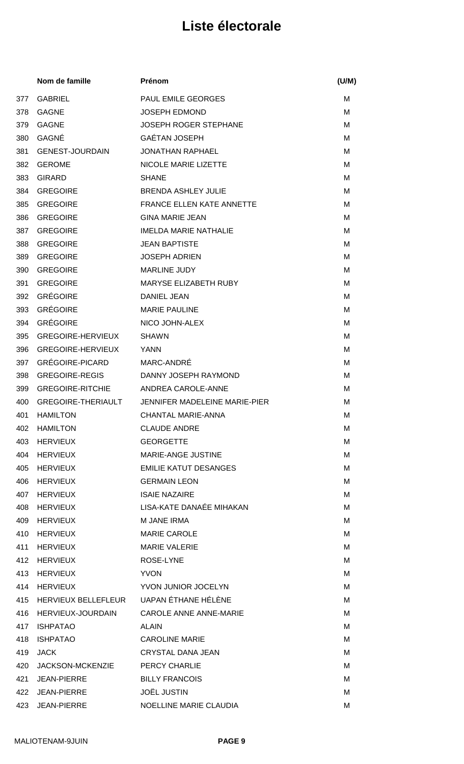# Liste électorale

| | Nom de famille | Prénom | (U/M) |
|---|---|---|---|
| 377 | GABRIEL | PAUL EMILE GEORGES | M |
| 378 | GAGNE | JOSEPH EDMOND | M |
| 379 | GAGNE | JOSEPH ROGER STEPHANE | M |
| 380 | GAGNÉ | GAÉTAN JOSEPH | M |
| 381 | GENEST-JOURDAIN | JONATHAN RAPHAEL | M |
| 382 | GEROME | NICOLE MARIE LIZETTE | M |
| 383 | GIRARD | SHANE | M |
| 384 | GREGOIRE | BRENDA ASHLEY JULIE | M |
| 385 | GREGOIRE | FRANCE ELLEN KATE ANNETTE | M |
| 386 | GREGOIRE | GINA MARIE JEAN | M |
| 387 | GREGOIRE | IMELDA MARIE NATHALIE | M |
| 388 | GREGOIRE | JEAN BAPTISTE | M |
| 389 | GREGOIRE | JOSEPH ADRIEN | M |
| 390 | GREGOIRE | MARLINE JUDY | M |
| 391 | GREGOIRE | MARYSE ELIZABETH RUBY | M |
| 392 | GRÉGOIRE | DANIEL JEAN | M |
| 393 | GRÉGOIRE | MARIE PAULINE | M |
| 394 | GRÉGOIRE | NICO JOHN-ALEX | M |
| 395 | GREGOIRE-HERVIEUX | SHAWN | M |
| 396 | GREGOIRE-HERVIEUX | YANN | M |
| 397 | GRÉGOIRE-PICARD | MARC-ANDRÉ | M |
| 398 | GREGOIRE-REGIS | DANNY JOSEPH RAYMOND | M |
| 399 | GREGOIRE-RITCHIE | ANDREA CAROLE-ANNE | M |
| 400 | GREGOIRE-THERIAULT | JENNIFER MADELEINE MARIE-PIER | M |
| 401 | HAMILTON | CHANTAL MARIE-ANNA | M |
| 402 | HAMILTON | CLAUDE ANDRE | M |
| 403 | HERVIEUX | GEORGETTE | M |
| 404 | HERVIEUX | MARIE-ANGE JUSTINE | M |
| 405 | HERVIEUX | EMILIE KATUT DESANGES | M |
| 406 | HERVIEUX | GERMAIN LEON | M |
| 407 | HERVIEUX | ISAIE NAZAIRE | M |
| 408 | HERVIEUX | LISA-KATE DANAÉE MIHAKAN | M |
| 409 | HERVIEUX | M JANE IRMA | M |
| 410 | HERVIEUX | MARIE CAROLE | M |
| 411 | HERVIEUX | MARIE VALERIE | M |
| 412 | HERVIEUX | ROSE-LYNE | M |
| 413 | HERVIEUX | YVON | M |
| 414 | HERVIEUX | YVON JUNIOR JOCELYN | M |
| 415 | HERVIEUX BELLEFLEUR | UAPAN ÉTHANE HÉLÈNE | M |
| 416 | HERVIEUX-JOURDAIN | CAROLE ANNE ANNE-MARIE | M |
| 417 | ISHPATAO | ALAIN | M |
| 418 | ISHPATAO | CAROLINE MARIE | M |
| 419 | JACK | CRYSTAL DANA JEAN | M |
| 420 | JACKSON-MCKENZIE | PERCY CHARLIE | M |
| 421 | JEAN-PIERRE | BILLY FRANCOIS | M |
| 422 | JEAN-PIERRE | JOËL JUSTIN | M |
| 423 | JEAN-PIERRE | NOELLINE MARIE CLAUDIA | M |

MALIOTENAM-9JUIN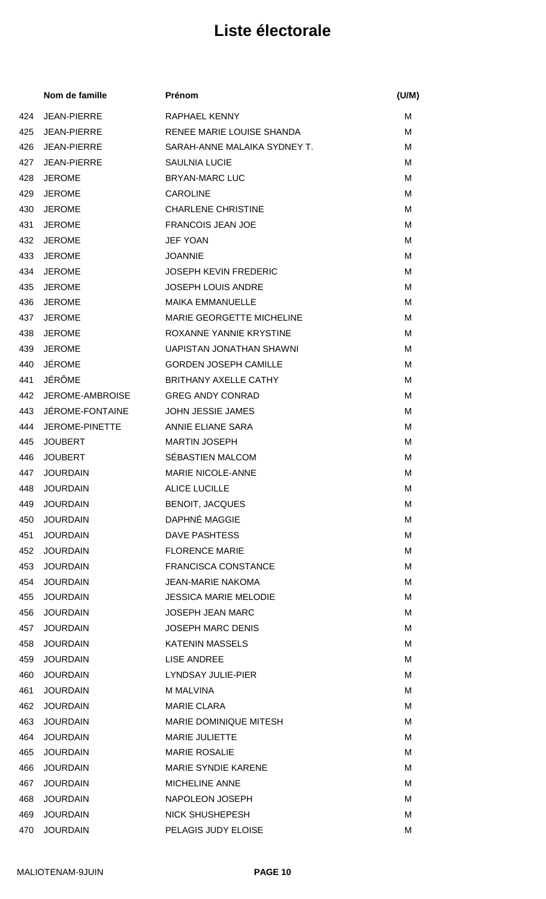# Liste électorale

| | Nom de famille | Prénom | (U/M) |
|---|---|---|---|
| 424 | JEAN-PIERRE | RAPHAEL KENNY | M |
| 425 | JEAN-PIERRE | RENEE MARIE LOUISE SHANDA | M |
| 426 | JEAN-PIERRE | SARAH-ANNE MALAIKA SYDNEY T. | M |
| 427 | JEAN-PIERRE | SAULNIA LUCIE | M |
| 428 | JEROME | BRYAN-MARC LUC | M |
| 429 | JEROME | CAROLINE | M |
| 430 | JEROME | CHARLENE CHRISTINE | M |
| 431 | JEROME | FRANCOIS JEAN JOE | M |
| 432 | JEROME | JEF YOAN | M |
| 433 | JEROME | JOANNIE | M |
| 434 | JEROME | JOSEPH KEVIN FREDERIC | M |
| 435 | JEROME | JOSEPH LOUIS ANDRE | M |
| 436 | JEROME | MAIKA EMMANUELLE | M |
| 437 | JEROME | MARIE GEORGETTE MICHELINE | M |
| 438 | JEROME | ROXANNE YANNIE KRYSTINE | M |
| 439 | JEROME | UAPISTAN JONATHAN SHAWNI | M |
| 440 | JÉROME | GORDEN JOSEPH CAMILLE | M |
| 441 | JÉRÔME | BRITHANY AXELLE CATHY | M |
| 442 | JEROME-AMBROISE | GREG ANDY CONRAD | M |
| 443 | JÉROME-FONTAINE | JOHN JESSIE JAMES | M |
| 444 | JEROME-PINETTE | ANNIE ELIANE SARA | M |
| 445 | JOUBERT | MARTIN JOSEPH | M |
| 446 | JOUBERT | SÉBASTIEN MALCOM | M |
| 447 | JOURDAIN | MARIE NICOLE-ANNE | M |
| 448 | JOURDAIN | ALICE LUCILLE | M |
| 449 | JOURDAIN | BENOIT, JACQUES | M |
| 450 | JOURDAIN | DAPHNÉ MAGGIE | M |
| 451 | JOURDAIN | DAVE PASHTESS | M |
| 452 | JOURDAIN | FLORENCE MARIE | M |
| 453 | JOURDAIN | FRANCISCA CONSTANCE | M |
| 454 | JOURDAIN | JEAN-MARIE NAKOMA | M |
| 455 | JOURDAIN | JESSICA MARIE MELODIE | M |
| 456 | JOURDAIN | JOSEPH JEAN MARC | M |
| 457 | JOURDAIN | JOSEPH MARC DENIS | M |
| 458 | JOURDAIN | KATENIN MASSELS | M |
| 459 | JOURDAIN | LISE ANDREE | M |
| 460 | JOURDAIN | LYNDSAY JULIE-PIER | M |
| 461 | JOURDAIN | M MALVINA | M |
| 462 | JOURDAIN | MARIE CLARA | M |
| 463 | JOURDAIN | MARIE DOMINIQUE MITESH | M |
| 464 | JOURDAIN | MARIE JULIETTE | M |
| 465 | JOURDAIN | MARIE ROSALIE | M |
| 466 | JOURDAIN | MARIE SYNDIE KARENE | M |
| 467 | JOURDAIN | MICHELINE ANNE | M |
| 468 | JOURDAIN | NAPOLEON JOSEPH | M |
| 469 | JOURDAIN | NICK SHUSHEPESH | M |
| 470 | JOURDAIN | PELAGIS JUDY ELOISE | M |

MALIOTENAM-9JUIN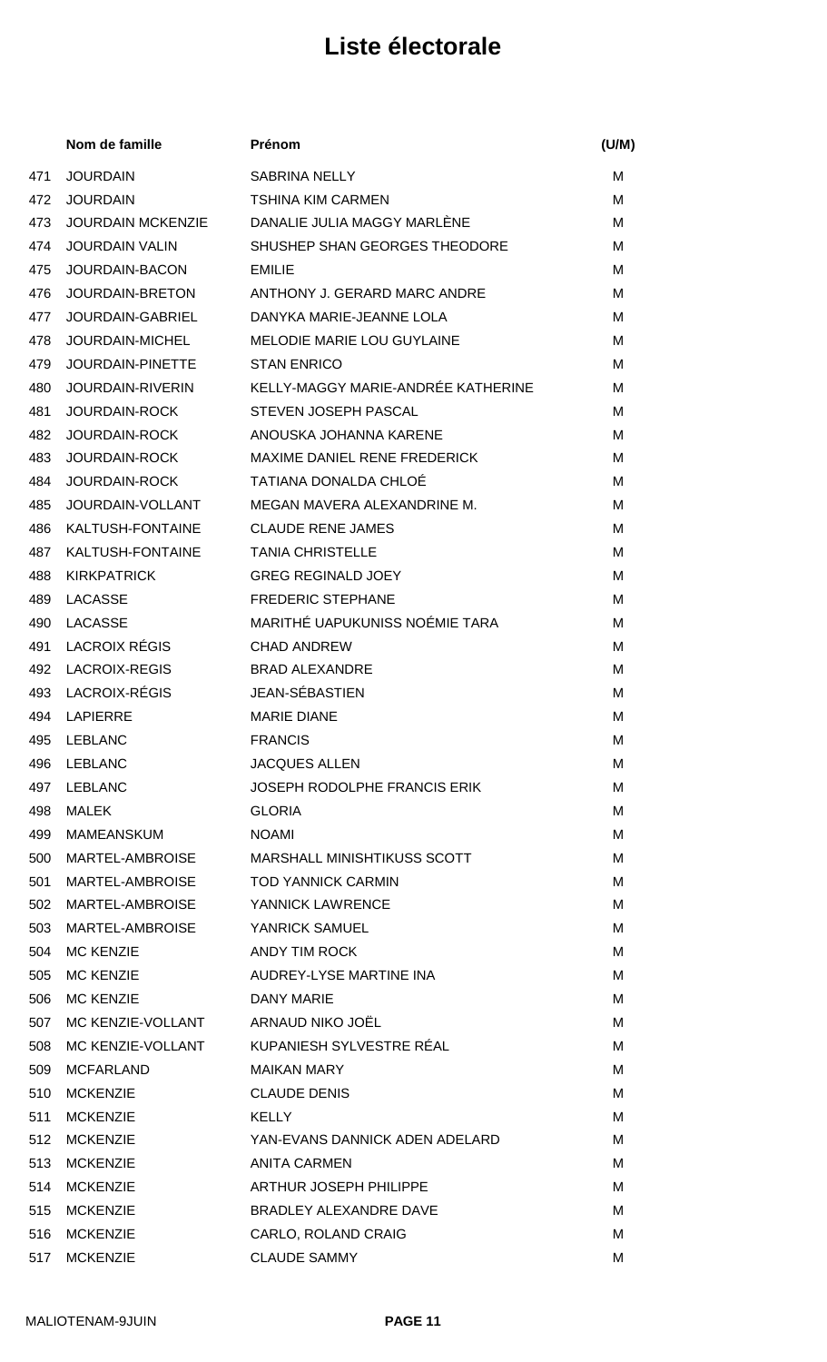# Liste électorale

| | Nom de famille | Prénom | (U/M) |
|---|---|---|---|
| 471 | JOURDAIN | SABRINA NELLY | M |
| 472 | JOURDAIN | TSHINA KIM CARMEN | M |
| 473 | JOURDAIN MCKENZIE | DANALIE JULIA MAGGY MARLÈNE | M |
| 474 | JOURDAIN VALIN | SHUSHEP SHAN GEORGES THEODORE | M |
| 475 | JOURDAIN-BACON | EMILIE | M |
| 476 | JOURDAIN-BRETON | ANTHONY J. GERARD MARC ANDRE | M |
| 477 | JOURDAIN-GABRIEL | DANYKA MARIE-JEANNE LOLA | M |
| 478 | JOURDAIN-MICHEL | MELODIE MARIE LOU GUYLAINE | M |
| 479 | JOURDAIN-PINETTE | STAN ENRICO | M |
| 480 | JOURDAIN-RIVERIN | KELLY-MAGGY MARIE-ANDRÉE KATHERINE | M |
| 481 | JOURDAIN-ROCK | STEVEN JOSEPH PASCAL | M |
| 482 | JOURDAIN-ROCK | ANOUSKA JOHANNA KARENE | M |
| 483 | JOURDAIN-ROCK | MAXIME DANIEL RENE FREDERICK | M |
| 484 | JOURDAIN-ROCK | TATIANA DONALDA CHLOÉ | M |
| 485 | JOURDAIN-VOLLANT | MEGAN MAVERA ALEXANDRINE M. | M |
| 486 | KALTUSH-FONTAINE | CLAUDE RENE JAMES | M |
| 487 | KALTUSH-FONTAINE | TANIA CHRISTELLE | M |
| 488 | KIRKPATRICK | GREG REGINALD JOEY | M |
| 489 | LACASSE | FREDERIC STEPHANE | M |
| 490 | LACASSE | MARITHÉ UAPUKUNISS NOÉMIE TARA | M |
| 491 | LACROIX RÉGIS | CHAD ANDREW | M |
| 492 | LACROIX-REGIS | BRAD ALEXANDRE | M |
| 493 | LACROIX-RÉGIS | JEAN-SÉBASTIEN | M |
| 494 | LAPIERRE | MARIE DIANE | M |
| 495 | LEBLANC | FRANCIS | M |
| 496 | LEBLANC | JACQUES ALLEN | M |
| 497 | LEBLANC | JOSEPH RODOLPHE FRANCIS ERIK | M |
| 498 | MALEK | GLORIA | M |
| 499 | MAMEANSKUM | NOAMI | M |
| 500 | MARTEL-AMBROISE | MARSHALL MINISHTIKUSS SCOTT | M |
| 501 | MARTEL-AMBROISE | TOD YANNICK CARMIN | M |
| 502 | MARTEL-AMBROISE | YANNICK LAWRENCE | M |
| 503 | MARTEL-AMBROISE | YANRICK SAMUEL | M |
| 504 | MC KENZIE | ANDY TIM ROCK | M |
| 505 | MC KENZIE | AUDREY-LYSE MARTINE INA | M |
| 506 | MC KENZIE | DANY MARIE | M |
| 507 | MC KENZIE-VOLLANT | ARNAUD NIKO JOËL | M |
| 508 | MC KENZIE-VOLLANT | KUPANIESH SYLVESTRE RÉAL | M |
| 509 | MCFARLAND | MAIKAN MARY | M |
| 510 | MCKENZIE | CLAUDE DENIS | M |
| 511 | MCKENZIE | KELLY | M |
| 512 | MCKENZIE | YAN-EVANS DANNICK ADEN ADELARD | M |
| 513 | MCKENZIE | ANITA CARMEN | M |
| 514 | MCKENZIE | ARTHUR JOSEPH PHILIPPE | M |
| 515 | MCKENZIE | BRADLEY ALEXANDRE DAVE | M |
| 516 | MCKENZIE | CARLO, ROLAND CRAIG | M |
| 517 | MCKENZIE | CLAUDE SAMMY | M |

MALIOTENAM-9JUIN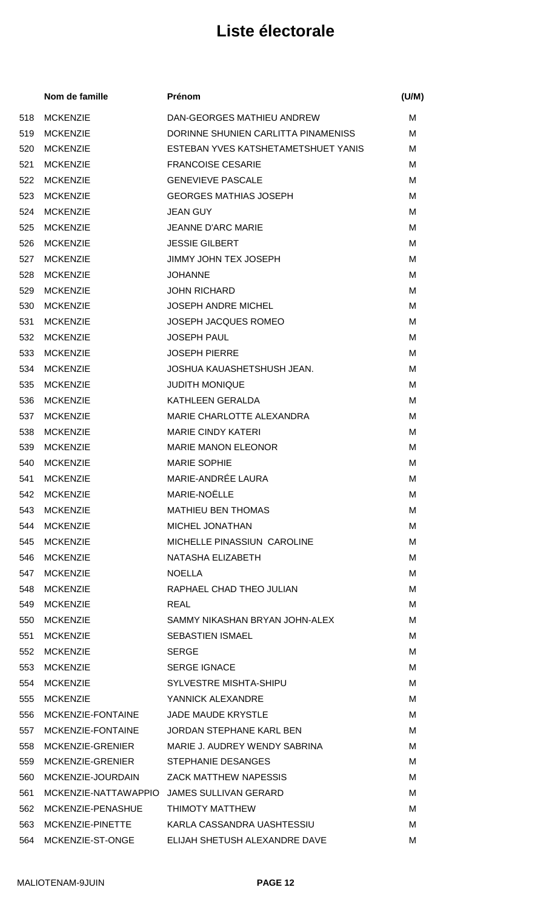# Liste électorale

| | Nom de famille | Prénom | (U/M) |
|---|---|---|---|
| 518 | MCKENZIE | DAN-GEORGES MATHIEU ANDREW | M |
| 519 | MCKENZIE | DORINNE SHUNIEN CARLITTA PINAMENISS | M |
| 520 | MCKENZIE | ESTEBAN YVES KATSHETAMETSHUET YANIS | M |
| 521 | MCKENZIE | FRANCOISE CESARIE | M |
| 522 | MCKENZIE | GENEVIEVE PASCALE | M |
| 523 | MCKENZIE | GEORGES MATHIAS JOSEPH | M |
| 524 | MCKENZIE | JEAN GUY | M |
| 525 | MCKENZIE | JEANNE D'ARC MARIE | M |
| 526 | MCKENZIE | JESSIE GILBERT | M |
| 527 | MCKENZIE | JIMMY JOHN TEX JOSEPH | M |
| 528 | MCKENZIE | JOHANNE | M |
| 529 | MCKENZIE | JOHN RICHARD | M |
| 530 | MCKENZIE | JOSEPH ANDRE MICHEL | M |
| 531 | MCKENZIE | JOSEPH JACQUES ROMEO | M |
| 532 | MCKENZIE | JOSEPH PAUL | M |
| 533 | MCKENZIE | JOSEPH PIERRE | M |
| 534 | MCKENZIE | JOSHUA KAUASHETSHUSH JEAN. | M |
| 535 | MCKENZIE | JUDITH MONIQUE | M |
| 536 | MCKENZIE | KATHLEEN GERALDA | M |
| 537 | MCKENZIE | MARIE CHARLOTTE ALEXANDRA | M |
| 538 | MCKENZIE | MARIE CINDY KATERI | M |
| 539 | MCKENZIE | MARIE MANON ELEONOR | M |
| 540 | MCKENZIE | MARIE SOPHIE | M |
| 541 | MCKENZIE | MARIE-ANDRÉE LAURA | M |
| 542 | MCKENZIE | MARIE-NOËLLE | M |
| 543 | MCKENZIE | MATHIEU BEN THOMAS | M |
| 544 | MCKENZIE | MICHEL JONATHAN | M |
| 545 | MCKENZIE | MICHELLE PINASSIUN CAROLINE | M |
| 546 | MCKENZIE | NATASHA ELIZABETH | M |
| 547 | MCKENZIE | NOELLA | M |
| 548 | MCKENZIE | RAPHAEL CHAD THEO JULIAN | M |
| 549 | MCKENZIE | REAL | M |
| 550 | MCKENZIE | SAMMY NIKASHAN BRYAN JOHN-ALEX | M |
| 551 | MCKENZIE | SEBASTIEN ISMAEL | M |
| 552 | MCKENZIE | SERGE | M |
| 553 | MCKENZIE | SERGE IGNACE | M |
| 554 | MCKENZIE | SYLVESTRE MISHTA-SHIPU | M |
| 555 | MCKENZIE | YANNICK ALEXANDRE | M |
| 556 | MCKENZIE-FONTAINE | JADE MAUDE KRYSTLE | M |
| 557 | MCKENZIE-FONTAINE | JORDAN STEPHANE KARL BEN | M |
| 558 | MCKENZIE-GRENIER | MARIE J. AUDREY WENDY SABRINA | M |
| 559 | MCKENZIE-GRENIER | STEPHANIE DESANGES | M |
| 560 | MCKENZIE-JOURDAIN | ZACK MATTHEW NAPESSIS | M |
| 561 | MCKENZIE-NATTAWAPPIO | JAMES SULLIVAN GERARD | M |
| 562 | MCKENZIE-PENASHUE | THIMOTY MATTHEW | M |
| 563 | MCKENZIE-PINETTE | KARLA CASSANDRA UASHTESSIU | M |
| 564 | MCKENZIE-ST-ONGE | ELIJAH SHETUSH ALEXANDRE DAVE | M |

MALIOTENAM-9JUIN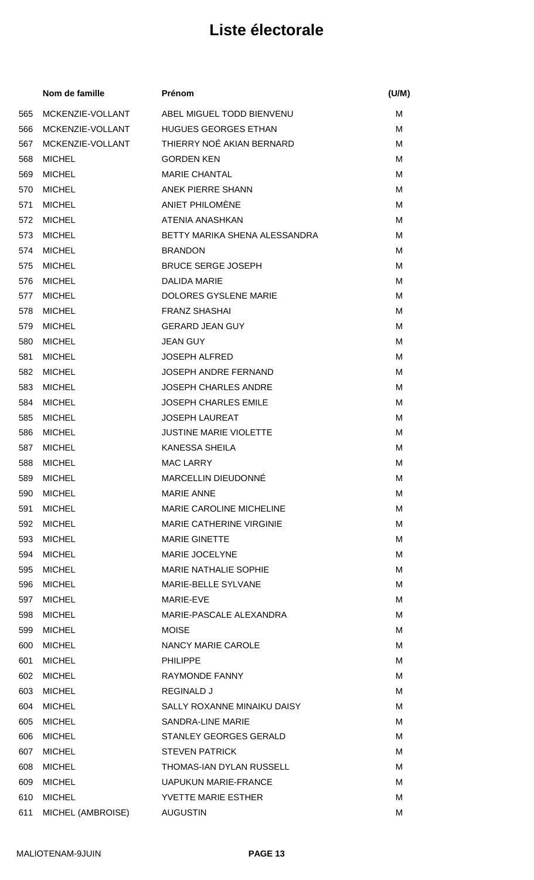# Liste électorale

| | Nom de famille | Prénom | (U/M) |
|---|---|---|---|
| 565 | MCKENZIE-VOLLANT | ABEL MIGUEL TODD BIENVENU | M |
| 566 | MCKENZIE-VOLLANT | HUGUES GEORGES ETHAN | M |
| 567 | MCKENZIE-VOLLANT | THIERRY NOÉ AKIAN BERNARD | M |
| 568 | MICHEL | GORDEN KEN | M |
| 569 | MICHEL | MARIE CHANTAL | M |
| 570 | MICHEL | ANEK PIERRE SHANN | M |
| 571 | MICHEL | ANIET PHILOMÈNE | M |
| 572 | MICHEL | ATENIA ANASHKAN | M |
| 573 | MICHEL | BETTY MARIKA SHENA ALESSANDRA | M |
| 574 | MICHEL | BRANDON | M |
| 575 | MICHEL | BRUCE SERGE JOSEPH | M |
| 576 | MICHEL | DALIDA MARIE | M |
| 577 | MICHEL | DOLORES GYSLENE MARIE | M |
| 578 | MICHEL | FRANZ SHASHAI | M |
| 579 | MICHEL | GERARD JEAN GUY | M |
| 580 | MICHEL | JEAN GUY | M |
| 581 | MICHEL | JOSEPH ALFRED | M |
| 582 | MICHEL | JOSEPH ANDRE FERNAND | M |
| 583 | MICHEL | JOSEPH CHARLES ANDRE | M |
| 584 | MICHEL | JOSEPH CHARLES EMILE | M |
| 585 | MICHEL | JOSEPH LAUREAT | M |
| 586 | MICHEL | JUSTINE MARIE VIOLETTE | M |
| 587 | MICHEL | KANESSA SHEILA | M |
| 588 | MICHEL | MAC LARRY | M |
| 589 | MICHEL | MARCELLIN DIEUDONNÉ | M |
| 590 | MICHEL | MARIE ANNE | M |
| 591 | MICHEL | MARIE CAROLINE MICHELINE | M |
| 592 | MICHEL | MARIE CATHERINE VIRGINIE | M |
| 593 | MICHEL | MARIE GINETTE | M |
| 594 | MICHEL | MARIE JOCELYNE | M |
| 595 | MICHEL | MARIE NATHALIE SOPHIE | M |
| 596 | MICHEL | MARIE-BELLE SYLVANE | M |
| 597 | MICHEL | MARIE-EVE | M |
| 598 | MICHEL | MARIE-PASCALE ALEXANDRA | M |
| 599 | MICHEL | MOISE | M |
| 600 | MICHEL | NANCY MARIE CAROLE | M |
| 601 | MICHEL | PHILIPPE | M |
| 602 | MICHEL | RAYMONDE FANNY | M |
| 603 | MICHEL | REGINALD J | M |
| 604 | MICHEL | SALLY ROXANNE MINAIKU DAISY | M |
| 605 | MICHEL | SANDRA-LINE MARIE | M |
| 606 | MICHEL | STANLEY GEORGES GERALD | M |
| 607 | MICHEL | STEVEN PATRICK | M |
| 608 | MICHEL | THOMAS-IAN DYLAN RUSSELL | M |
| 609 | MICHEL | UAPUKUN MARIE-FRANCE | M |
| 610 | MICHEL | YVETTE MARIE ESTHER | M |
| 611 | MICHEL (AMBROISE) | AUGUSTIN | M |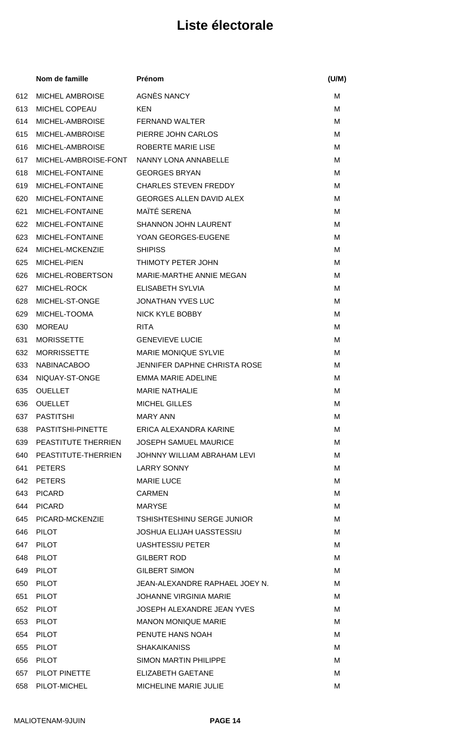# Liste électorale

| | Nom de famille | Prénom | (U/M) |
|---|---|---|---|
| 612 | MICHEL AMBROISE | AGNÈS NANCY | M |
| 613 | MICHEL COPEAU | KEN | M |
| 614 | MICHEL-AMBROISE | FERNAND WALTER | M |
| 615 | MICHEL-AMBROISE | PIERRE JOHN CARLOS | M |
| 616 | MICHEL-AMBROISE | ROBERTE MARIE LISE | M |
| 617 | MICHEL-AMBROISE-FONT | NANNY LONA ANNABELLE | M |
| 618 | MICHEL-FONTAINE | GEORGES BRYAN | M |
| 619 | MICHEL-FONTAINE | CHARLES STEVEN FREDDY | M |
| 620 | MICHEL-FONTAINE | GEORGES ALLEN DAVID ALEX | M |
| 621 | MICHEL-FONTAINE | MAÏTÉ SERENA | M |
| 622 | MICHEL-FONTAINE | SHANNON JOHN LAURENT | M |
| 623 | MICHEL-FONTAINE | YOAN GEORGES-EUGENE | M |
| 624 | MICHEL-MCKENZIE | SHIPISS | M |
| 625 | MICHEL-PIEN | THIMOTY PETER JOHN | M |
| 626 | MICHEL-ROBERTSON | MARIE-MARTHE ANNIE MEGAN | M |
| 627 | MICHEL-ROCK | ELISABETH SYLVIA | M |
| 628 | MICHEL-ST-ONGE | JONATHAN YVES LUC | M |
| 629 | MICHEL-TOOMA | NICK KYLE BOBBY | M |
| 630 | MOREAU | RITA | M |
| 631 | MORISSETTE | GENEVIEVE LUCIE | M |
| 632 | MORRISSETTE | MARIE MONIQUE SYLVIE | M |
| 633 | NABINACABOO | JENNIFER DAPHNE CHRISTA ROSE | M |
| 634 | NIQUAY-ST-ONGE | EMMA MARIE ADELINE | M |
| 635 | OUELLET | MARIE NATHALIE | M |
| 636 | OUELLET | MICHEL GILLES | M |
| 637 | PASTITSHI | MARY ANN | M |
| 638 | PASTITSHI-PINETTE | ERICA ALEXANDRA KARINE | M |
| 639 | PEASTITUTE THERRIEN | JOSEPH SAMUEL MAURICE | M |
| 640 | PEASTITUTE-THERRIEN | JOHNNY WILLIAM ABRAHAM LEVI | M |
| 641 | PETERS | LARRY SONNY | M |
| 642 | PETERS | MARIE LUCE | M |
| 643 | PICARD | CARMEN | M |
| 644 | PICARD | MARYSE | M |
| 645 | PICARD-MCKENZIE | TSHISHTESHINU SERGE JUNIOR | M |
| 646 | PILOT | JOSHUA ELIJAH UASSTESSIU | M |
| 647 | PILOT | UASHTESSIU PETER | M |
| 648 | PILOT | GILBERT ROD | M |
| 649 | PILOT | GILBERT SIMON | M |
| 650 | PILOT | JEAN-ALEXANDRE RAPHAEL JOEY N. | M |
| 651 | PILOT | JOHANNE VIRGINIA MARIE | M |
| 652 | PILOT | JOSEPH ALEXANDRE JEAN YVES | M |
| 653 | PILOT | MANON MONIQUE MARIE | M |
| 654 | PILOT | PENUTE HANS NOAH | M |
| 655 | PILOT | SHAKAIKANISS | M |
| 656 | PILOT | SIMON MARTIN PHILIPPE | M |
| 657 | PILOT PINETTE | ELIZABETH GAETANE | M |
| 658 | PILOT-MICHEL | MICHELINE MARIE JULIE | M |

MALIOTENAM-9JUIN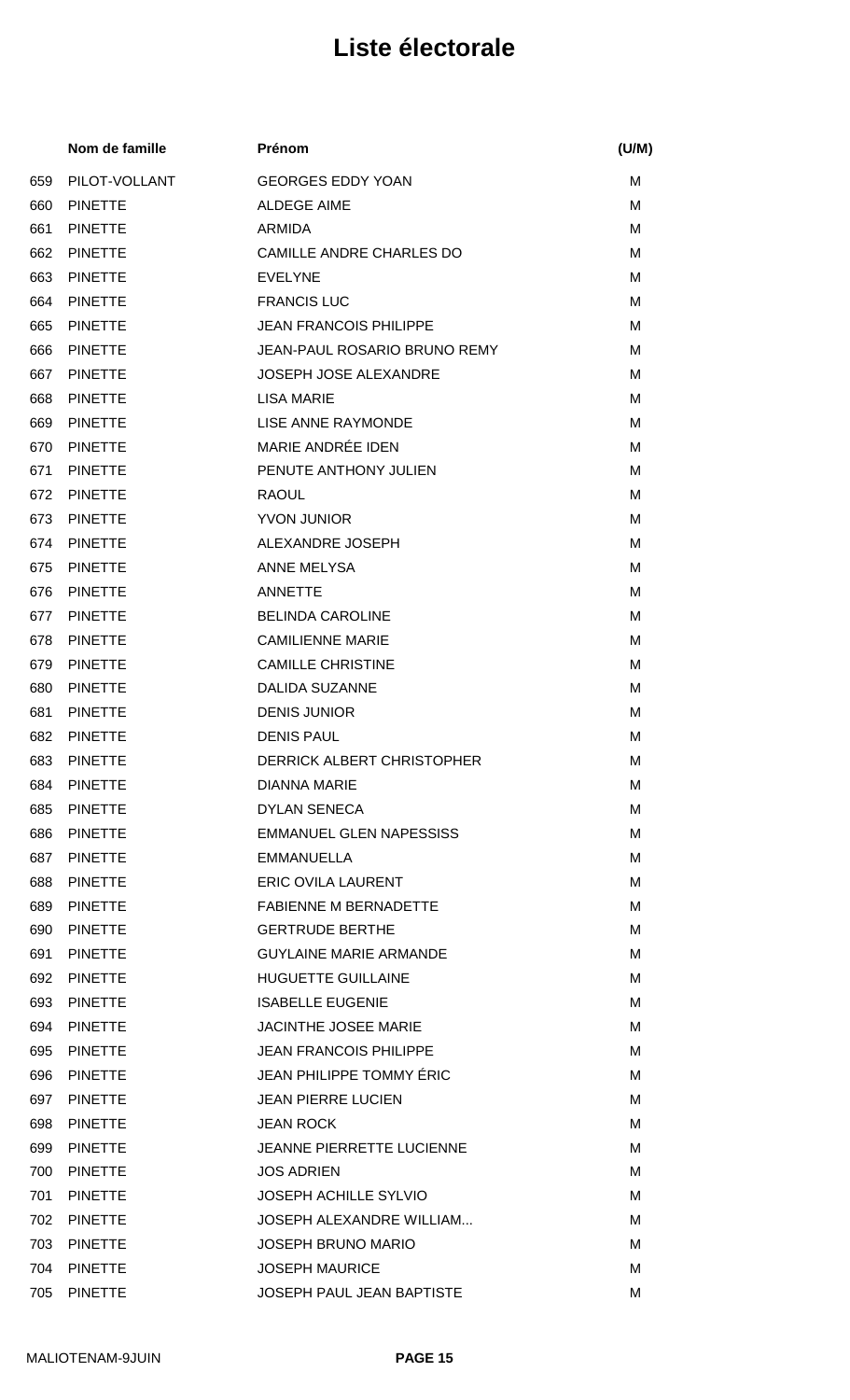# Liste électorale

| | Nom de famille | Prénom | (U/M) |
|---|---|---|---|
| 659 | PILOT-VOLLANT | GEORGES EDDY YOAN | M |
| 660 | PINETTE | ALDEGE AIME | M |
| 661 | PINETTE | ARMIDA | M |
| 662 | PINETTE | CAMILLE ANDRE CHARLES DO | M |
| 663 | PINETTE | EVELYNE | M |
| 664 | PINETTE | FRANCIS LUC | M |
| 665 | PINETTE | JEAN FRANCOIS PHILIPPE | M |
| 666 | PINETTE | JEAN-PAUL ROSARIO BRUNO REMY | M |
| 667 | PINETTE | JOSEPH JOSE ALEXANDRE | M |
| 668 | PINETTE | LISA MARIE | M |
| 669 | PINETTE | LISE ANNE RAYMONDE | M |
| 670 | PINETTE | MARIE ANDRÉE IDEN | M |
| 671 | PINETTE | PENUTE ANTHONY JULIEN | M |
| 672 | PINETTE | RAOUL | M |
| 673 | PINETTE | YVON JUNIOR | M |
| 674 | PINETTE | ALEXANDRE JOSEPH | M |
| 675 | PINETTE | ANNE MELYSA | M |
| 676 | PINETTE | ANNETTE | M |
| 677 | PINETTE | BELINDA CAROLINE | M |
| 678 | PINETTE | CAMILIENNE MARIE | M |
| 679 | PINETTE | CAMILLE CHRISTINE | M |
| 680 | PINETTE | DALIDA SUZANNE | M |
| 681 | PINETTE | DENIS JUNIOR | M |
| 682 | PINETTE | DENIS PAUL | M |
| 683 | PINETTE | DERRICK ALBERT CHRISTOPHER | M |
| 684 | PINETTE | DIANNA MARIE | M |
| 685 | PINETTE | DYLAN SENECA | M |
| 686 | PINETTE | EMMANUEL GLEN NAPESSISS | M |
| 687 | PINETTE | EMMANUELLA | M |
| 688 | PINETTE | ERIC OVILA LAURENT | M |
| 689 | PINETTE | FABIENNE M BERNADETTE | M |
| 690 | PINETTE | GERTRUDE BERTHE | M |
| 691 | PINETTE | GUYLAINE MARIE ARMANDE | M |
| 692 | PINETTE | HUGUETTE GUILLAINE | M |
| 693 | PINETTE | ISABELLE EUGENIE | M |
| 694 | PINETTE | JACINTHE JOSEE MARIE | M |
| 695 | PINETTE | JEAN FRANCOIS PHILIPPE | M |
| 696 | PINETTE | JEAN PHILIPPE TOMMY ÉRIC | M |
| 697 | PINETTE | JEAN PIERRE LUCIEN | M |
| 698 | PINETTE | JEAN ROCK | M |
| 699 | PINETTE | JEANNE PIERRETTE LUCIENNE | M |
| 700 | PINETTE | JOS ADRIEN | M |
| 701 | PINETTE | JOSEPH ACHILLE SYLVIO | M |
| 702 | PINETTE | JOSEPH ALEXANDRE WILLIAM... | M |
| 703 | PINETTE | JOSEPH BRUNO MARIO | M |
| 704 | PINETTE | JOSEPH MAURICE | M |
| 705 | PINETTE | JOSEPH PAUL JEAN BAPTISTE | M |

MALIOTENAM-9JUIN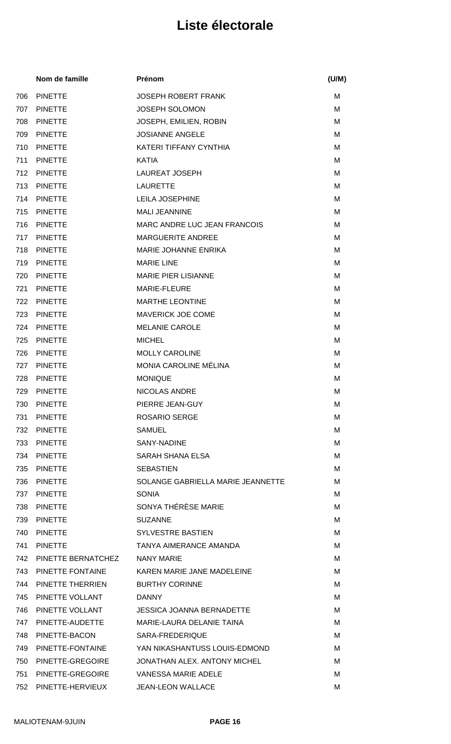# Liste électorale

| | Nom de famille | Prénom | (U/M) |
|---|---|---|---|
| 706 | PINETTE | JOSEPH ROBERT FRANK | M |
| 707 | PINETTE | JOSEPH SOLOMON | M |
| 708 | PINETTE | JOSEPH, EMILIEN, ROBIN | M |
| 709 | PINETTE | JOSIANNE ANGELE | M |
| 710 | PINETTE | KATERI TIFFANY CYNTHIA | M |
| 711 | PINETTE | KATIA | M |
| 712 | PINETTE | LAUREAT JOSEPH | M |
| 713 | PINETTE | LAURETTE | M |
| 714 | PINETTE | LEILA JOSEPHINE | M |
| 715 | PINETTE | MALI JEANNINE | M |
| 716 | PINETTE | MARC ANDRE LUC JEAN FRANCOIS | M |
| 717 | PINETTE | MARGUERITE ANDREE | M |
| 718 | PINETTE | MARIE JOHANNE ENRIKA | M |
| 719 | PINETTE | MARIE LINE | M |
| 720 | PINETTE | MARIE PIER LISIANNE | M |
| 721 | PINETTE | MARIE-FLEURE | M |
| 722 | PINETTE | MARTHE LEONTINE | M |
| 723 | PINETTE | MAVERICK JOE COME | M |
| 724 | PINETTE | MELANIE CAROLE | M |
| 725 | PINETTE | MICHEL | M |
| 726 | PINETTE | MOLLY CAROLINE | M |
| 727 | PINETTE | MONIA CAROLINE MÉLINA | M |
| 728 | PINETTE | MONIQUE | M |
| 729 | PINETTE | NICOLAS ANDRE | M |
| 730 | PINETTE | PIERRE JEAN-GUY | M |
| 731 | PINETTE | ROSARIO SERGE | M |
| 732 | PINETTE | SAMUEL | M |
| 733 | PINETTE | SANY-NADINE | M |
| 734 | PINETTE | SARAH SHANA ELSA | M |
| 735 | PINETTE | SEBASTIEN | M |
| 736 | PINETTE | SOLANGE GABRIELLA MARIE JEANNETTE | M |
| 737 | PINETTE | SONIA | M |
| 738 | PINETTE | SONYA THÉRÈSE MARIE | M |
| 739 | PINETTE | SUZANNE | M |
| 740 | PINETTE | SYLVESTRE BASTIEN | M |
| 741 | PINETTE | TANYA AIMERANCE AMANDA | M |
| 742 | PINETTE BERNATCHEZ | NANY MARIE | M |
| 743 | PINETTE FONTAINE | KAREN MARIE JANE MADELEINE | M |
| 744 | PINETTE THERRIEN | BURTHY CORINNE | M |
| 745 | PINETTE VOLLANT | DANNY | M |
| 746 | PINETTE VOLLANT | JESSICA JOANNA BERNADETTE | M |
| 747 | PINETTE-AUDETTE | MARIE-LAURA DELANIE TAINA | M |
| 748 | PINETTE-BACON | SARA-FREDERIQUE | M |
| 749 | PINETTE-FONTAINE | YAN NIKASHANTUSS LOUIS-EDMOND | M |
| 750 | PINETTE-GREGOIRE | JONATHAN ALEX. ANTONY MICHEL | M |
| 751 | PINETTE-GREGOIRE | VANESSA MARIE ADELE | M |
| 752 | PINETTE-HERVIEUX | JEAN-LEON WALLACE | M |

MALIOTENAM-9JUIN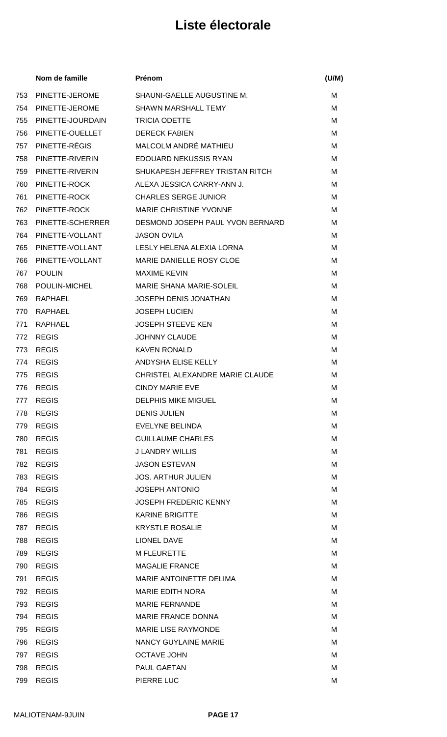# Liste électorale

| | Nom de famille | Prénom | (U/M) |
|---|---|---|---|
| 753 | PINETTE-JEROME | SHAUNI-GAELLE AUGUSTINE M. | M |
| 754 | PINETTE-JEROME | SHAWN MARSHALL TEMY | M |
| 755 | PINETTE-JOURDAIN | TRICIA ODETTE | M |
| 756 | PINETTE-OUELLET | DERECK FABIEN | M |
| 757 | PINETTE-RÉGIS | MALCOLM ANDRÉ MATHIEU | M |
| 758 | PINETTE-RIVERIN | EDOUARD NEKUSSIS RYAN | M |
| 759 | PINETTE-RIVERIN | SHUKAPESH JEFFREY TRISTAN RITCH | M |
| 760 | PINETTE-ROCK | ALEXA JESSICA CARRY-ANN J. | M |
| 761 | PINETTE-ROCK | CHARLES SERGE JUNIOR | M |
| 762 | PINETTE-ROCK | MARIE CHRISTINE YVONNE | M |
| 763 | PINETTE-SCHERRER | DESMOND JOSEPH PAUL YVON BERNARD | M |
| 764 | PINETTE-VOLLANT | JASON OVILA | M |
| 765 | PINETTE-VOLLANT | LESLY HELENA ALEXIA LORNA | M |
| 766 | PINETTE-VOLLANT | MARIE DANIELLE ROSY CLOE | M |
| 767 | POULIN | MAXIME KEVIN | M |
| 768 | POULIN-MICHEL | MARIE SHANA MARIE-SOLEIL | M |
| 769 | RAPHAEL | JOSEPH DENIS JONATHAN | M |
| 770 | RAPHAEL | JOSEPH LUCIEN | M |
| 771 | RAPHAEL | JOSEPH STEEVE KEN | M |
| 772 | REGIS | JOHNNY CLAUDE | M |
| 773 | REGIS | KAVEN RONALD | M |
| 774 | REGIS | ANDYSHA ELISE KELLY | M |
| 775 | REGIS | CHRISTEL ALEXANDRE MARIE CLAUDE | M |
| 776 | REGIS | CINDY MARIE EVE | M |
| 777 | REGIS | DELPHIS MIKE MIGUEL | M |
| 778 | REGIS | DENIS JULIEN | M |
| 779 | REGIS | EVELYNE BELINDA | M |
| 780 | REGIS | GUILLAUME CHARLES | M |
| 781 | REGIS | J LANDRY WILLIS | M |
| 782 | REGIS | JASON ESTEVAN | M |
| 783 | REGIS | JOS. ARTHUR JULIEN | M |
| 784 | REGIS | JOSEPH ANTONIO | M |
| 785 | REGIS | JOSEPH FREDERIC KENNY | M |
| 786 | REGIS | KARINE BRIGITTE | M |
| 787 | REGIS | KRYSTLE ROSALIE | M |
| 788 | REGIS | LIONEL DAVE | M |
| 789 | REGIS | M FLEURETTE | M |
| 790 | REGIS | MAGALIE FRANCE | M |
| 791 | REGIS | MARIE ANTOINETTE DELIMA | M |
| 792 | REGIS | MARIE EDITH NORA | M |
| 793 | REGIS | MARIE FERNANDE | M |
| 794 | REGIS | MARIE FRANCE DONNA | M |
| 795 | REGIS | MARIE LISE RAYMONDE | M |
| 796 | REGIS | NANCY GUYLAINE MARIE | M |
| 797 | REGIS | OCTAVE JOHN | M |
| 798 | REGIS | PAUL GAETAN | M |
| 799 | REGIS | PIERRE LUC | M |

MALIOTENAM-9JUIN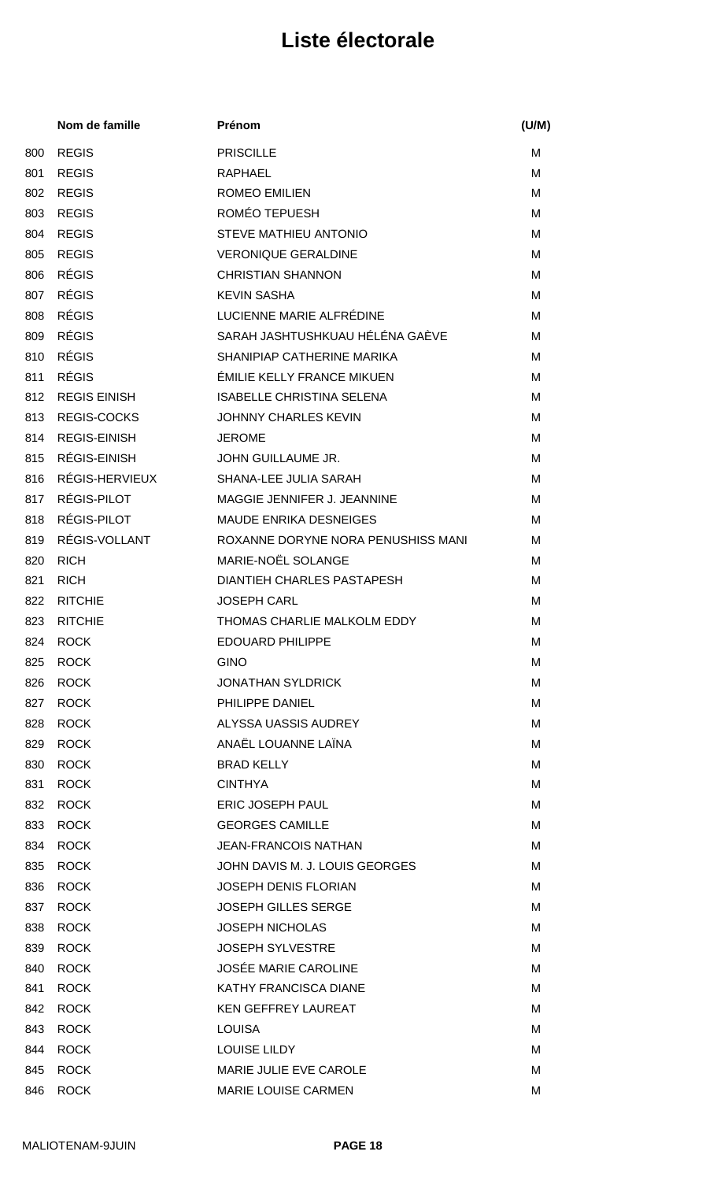# Liste électorale

| | Nom de famille | Prénom | (U/M) |
|---|---|---|---|
| 800 | REGIS | PRISCILLE | M |
| 801 | REGIS | RAPHAEL | M |
| 802 | REGIS | ROMEO EMILIEN | M |
| 803 | REGIS | ROMÉO TEPUESH | M |
| 804 | REGIS | STEVE MATHIEU ANTONIO | M |
| 805 | REGIS | VERONIQUE GERALDINE | M |
| 806 | RÉGIS | CHRISTIAN SHANNON | M |
| 807 | RÉGIS | KEVIN SASHA | M |
| 808 | RÉGIS | LUCIENNE MARIE ALFRÉDINE | M |
| 809 | RÉGIS | SARAH JASHTUSHKUAU HÉLÉNA GAÈVE | M |
| 810 | RÉGIS | SHANIPIAP CATHERINE MARIKA | M |
| 811 | RÉGIS | ÉMILIE KELLY FRANCE MIKUEN | M |
| 812 | REGIS EINISH | ISABELLE CHRISTINA SELENA | M |
| 813 | REGIS-COCKS | JOHNNY CHARLES KEVIN | M |
| 814 | REGIS-EINISH | JEROME | M |
| 815 | RÉGIS-EINISH | JOHN GUILLAUME JR. | M |
| 816 | RÉGIS-HERVIEUX | SHANA-LEE JULIA SARAH | M |
| 817 | RÉGIS-PILOT | MAGGIE JENNIFER J. JEANNINE | M |
| 818 | RÉGIS-PILOT | MAUDE ENRIKA DESNEIGES | M |
| 819 | RÉGIS-VOLLANT | ROXANNE DORYNE NORA PENUSHISS MANI | M |
| 820 | RICH | MARIE-NOËL SOLANGE | M |
| 821 | RICH | DIANTIEH CHARLES PASTAPESH | M |
| 822 | RITCHIE | JOSEPH CARL | M |
| 823 | RITCHIE | THOMAS CHARLIE MALKOLM EDDY | M |
| 824 | ROCK | EDOUARD PHILIPPE | M |
| 825 | ROCK | GINO | M |
| 826 | ROCK | JONATHAN SYLDRICK | M |
| 827 | ROCK | PHILIPPE DANIEL | M |
| 828 | ROCK | ALYSSA UASSIS AUDREY | M |
| 829 | ROCK | ANAËL LOUANNE LAÏNA | M |
| 830 | ROCK | BRAD KELLY | M |
| 831 | ROCK | CINTHYA | M |
| 832 | ROCK | ERIC JOSEPH PAUL | M |
| 833 | ROCK | GEORGES CAMILLE | M |
| 834 | ROCK | JEAN-FRANCOIS NATHAN | M |
| 835 | ROCK | JOHN DAVIS M. J. LOUIS GEORGES | M |
| 836 | ROCK | JOSEPH DENIS FLORIAN | M |
| 837 | ROCK | JOSEPH GILLES SERGE | M |
| 838 | ROCK | JOSEPH NICHOLAS | M |
| 839 | ROCK | JOSEPH SYLVESTRE | M |
| 840 | ROCK | JOSÉE MARIE CAROLINE | M |
| 841 | ROCK | KATHY FRANCISCA DIANE | M |
| 842 | ROCK | KEN GEFFREY LAUREAT | M |
| 843 | ROCK | LOUISA | M |
| 844 | ROCK | LOUISE LILDY | M |
| 845 | ROCK | MARIE JULIE EVE CAROLE | M |
| 846 | ROCK | MARIE LOUISE CARMEN | M |

MALIOTENAM-9JUIN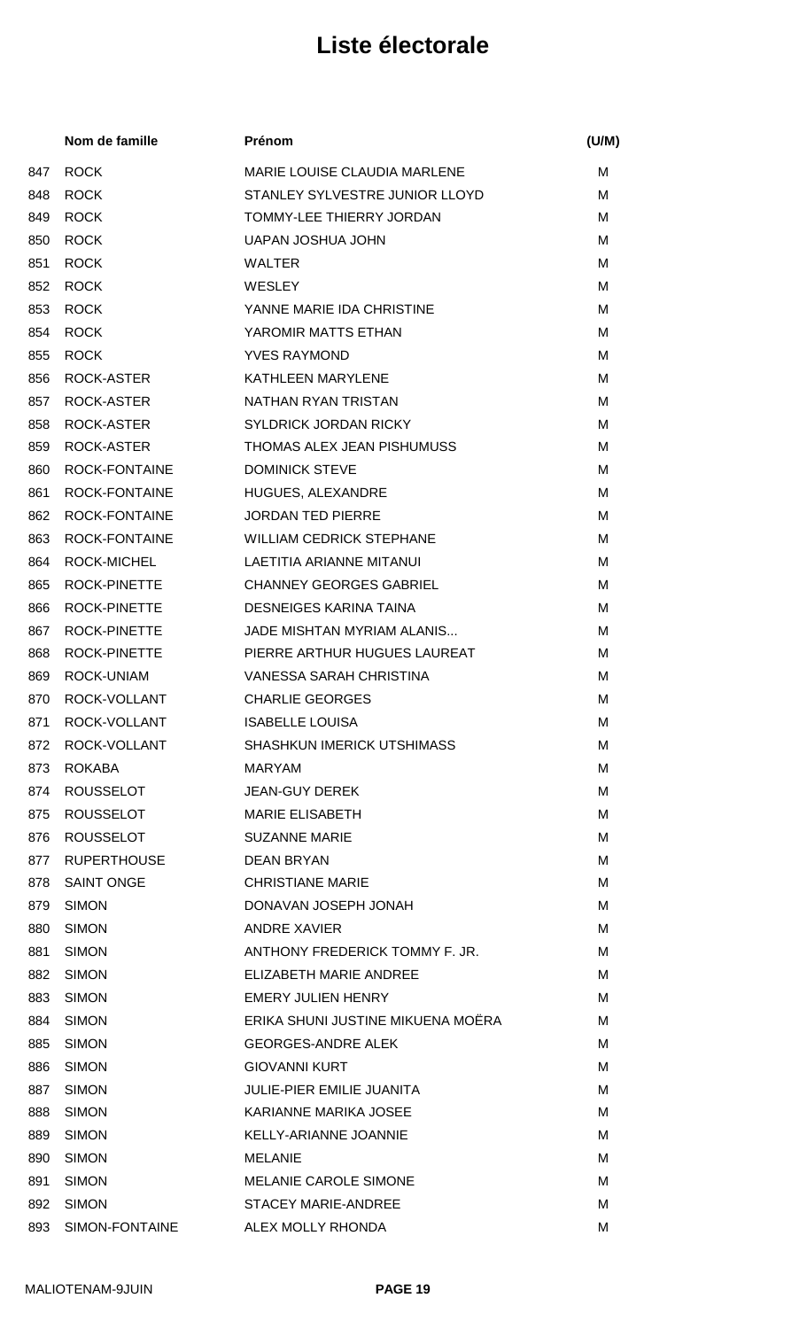# Liste électorale

| | Nom de famille | Prénom | (U/M) |
|---|---|---|---|
| 847 | ROCK | MARIE LOUISE CLAUDIA MARLENE | M |
| 848 | ROCK | STANLEY SYLVESTRE JUNIOR LLOYD | M |
| 849 | ROCK | TOMMY-LEE THIERRY JORDAN | M |
| 850 | ROCK | UAPAN JOSHUA JOHN | M |
| 851 | ROCK | WALTER | M |
| 852 | ROCK | WESLEY | M |
| 853 | ROCK | YANNE MARIE IDA CHRISTINE | M |
| 854 | ROCK | YAROMIR MATTS ETHAN | M |
| 855 | ROCK | YVES RAYMOND | M |
| 856 | ROCK-ASTER | KATHLEEN MARYLENE | M |
| 857 | ROCK-ASTER | NATHAN RYAN TRISTAN | M |
| 858 | ROCK-ASTER | SYLDRICK JORDAN RICKY | M |
| 859 | ROCK-ASTER | THOMAS ALEX JEAN PISHUMUSS | M |
| 860 | ROCK-FONTAINE | DOMINICK STEVE | M |
| 861 | ROCK-FONTAINE | HUGUES, ALEXANDRE | M |
| 862 | ROCK-FONTAINE | JORDAN TED PIERRE | M |
| 863 | ROCK-FONTAINE | WILLIAM CEDRICK STEPHANE | M |
| 864 | ROCK-MICHEL | LAETITIA ARIANNE MITANUI | M |
| 865 | ROCK-PINETTE | CHANNEY GEORGES GABRIEL | M |
| 866 | ROCK-PINETTE | DESNEIGES KARINA TAINA | M |
| 867 | ROCK-PINETTE | JADE MISHTAN MYRIAM ALANIS... | M |
| 868 | ROCK-PINETTE | PIERRE ARTHUR HUGUES LAUREAT | M |
| 869 | ROCK-UNIAM | VANESSA SARAH CHRISTINA | M |
| 870 | ROCK-VOLLANT | CHARLIE GEORGES | M |
| 871 | ROCK-VOLLANT | ISABELLE LOUISA | M |
| 872 | ROCK-VOLLANT | SHASHKUN IMERICK UTSHIMASS | M |
| 873 | ROKABA | MARYAM | M |
| 874 | ROUSSELOT | JEAN-GUY DEREK | M |
| 875 | ROUSSELOT | MARIE ELISABETH | M |
| 876 | ROUSSELOT | SUZANNE MARIE | M |
| 877 | RUPERTHOUSE | DEAN BRYAN | M |
| 878 | SAINT ONGE | CHRISTIANE MARIE | M |
| 879 | SIMON | DONAVAN JOSEPH JONAH | M |
| 880 | SIMON | ANDRE XAVIER | M |
| 881 | SIMON | ANTHONY FREDERICK TOMMY F. JR. | M |
| 882 | SIMON | ELIZABETH MARIE ANDREE | M |
| 883 | SIMON | EMERY JULIEN HENRY | M |
| 884 | SIMON | ERIKA SHUNI JUSTINE MIKUENA MOËRA | M |
| 885 | SIMON | GEORGES-ANDRE ALEK | M |
| 886 | SIMON | GIOVANNI KURT | M |
| 887 | SIMON | JULIE-PIER EMILIE JUANITA | M |
| 888 | SIMON | KARIANNE MARIKA JOSEE | M |
| 889 | SIMON | KELLY-ARIANNE JOANNIE | M |
| 890 | SIMON | MELANIE | M |
| 891 | SIMON | MELANIE CAROLE SIMONE | M |
| 892 | SIMON | STACEY MARIE-ANDREE | M |
| 893 | SIMON-FONTAINE | ALEX MOLLY RHONDA | M |

MALIOTENAM-9JUIN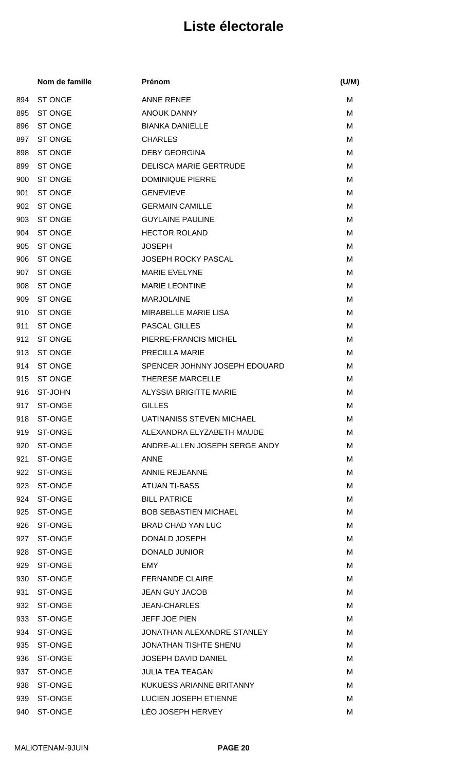# Liste électorale

| | Nom de famille | Prénom | (U/M) |
|---|---|---|---|
| 894 | ST ONGE | ANNE RENEE | M |
| 895 | ST ONGE | ANOUK DANNY | M |
| 896 | ST ONGE | BIANKA DANIELLE | M |
| 897 | ST ONGE | CHARLES | M |
| 898 | ST ONGE | DEBY GEORGINA | M |
| 899 | ST ONGE | DELISCA MARIE GERTRUDE | M |
| 900 | ST ONGE | DOMINIQUE PIERRE | M |
| 901 | ST ONGE | GENEVIEVE | M |
| 902 | ST ONGE | GERMAIN CAMILLE | M |
| 903 | ST ONGE | GUYLAINE PAULINE | M |
| 904 | ST ONGE | HECTOR ROLAND | M |
| 905 | ST ONGE | JOSEPH | M |
| 906 | ST ONGE | JOSEPH ROCKY PASCAL | M |
| 907 | ST ONGE | MARIE EVELYNE | M |
| 908 | ST ONGE | MARIE LEONTINE | M |
| 909 | ST ONGE | MARJOLAINE | M |
| 910 | ST ONGE | MIRABELLE MARIE LISA | M |
| 911 | ST ONGE | PASCAL GILLES | M |
| 912 | ST ONGE | PIERRE-FRANCIS MICHEL | M |
| 913 | ST ONGE | PRECILLA MARIE | M |
| 914 | ST ONGE | SPENCER JOHNNY JOSEPH EDOUARD | M |
| 915 | ST ONGE | THERESE MARCELLE | M |
| 916 | ST-JOHN | ALYSSIA BRIGITTE MARIE | M |
| 917 | ST-ONGE | GILLES | M |
| 918 | ST-ONGE | UATINANISS STEVEN MICHAEL | M |
| 919 | ST-ONGE | ALEXANDRA ELYZABETH MAUDE | M |
| 920 | ST-ONGE | ANDRE-ALLEN JOSEPH SERGE ANDY | M |
| 921 | ST-ONGE | ANNE | M |
| 922 | ST-ONGE | ANNIE REJEANNE | M |
| 923 | ST-ONGE | ATUAN TI-BASS | M |
| 924 | ST-ONGE | BILL PATRICE | M |
| 925 | ST-ONGE | BOB SEBASTIEN MICHAEL | M |
| 926 | ST-ONGE | BRAD CHAD YAN LUC | M |
| 927 | ST-ONGE | DONALD JOSEPH | M |
| 928 | ST-ONGE | DONALD JUNIOR | M |
| 929 | ST-ONGE | EMY | M |
| 930 | ST-ONGE | FERNANDE CLAIRE | M |
| 931 | ST-ONGE | JEAN GUY JACOB | M |
| 932 | ST-ONGE | JEAN-CHARLES | M |
| 933 | ST-ONGE | JEFF JOE PIEN | M |
| 934 | ST-ONGE | JONATHAN ALEXANDRE STANLEY | M |
| 935 | ST-ONGE | JONATHAN TISHTE SHENU | M |
| 936 | ST-ONGE | JOSEPH DAVID DANIEL | M |
| 937 | ST-ONGE | JULIA TEA TEAGAN | M |
| 938 | ST-ONGE | KUKUESS ARIANNE BRITANNY | M |
| 939 | ST-ONGE | LUCIEN JOSEPH ETIENNE | M |
| 940 | ST-ONGE | LÉO JOSEPH HERVEY | M |

MALIOTENAM-9JUIN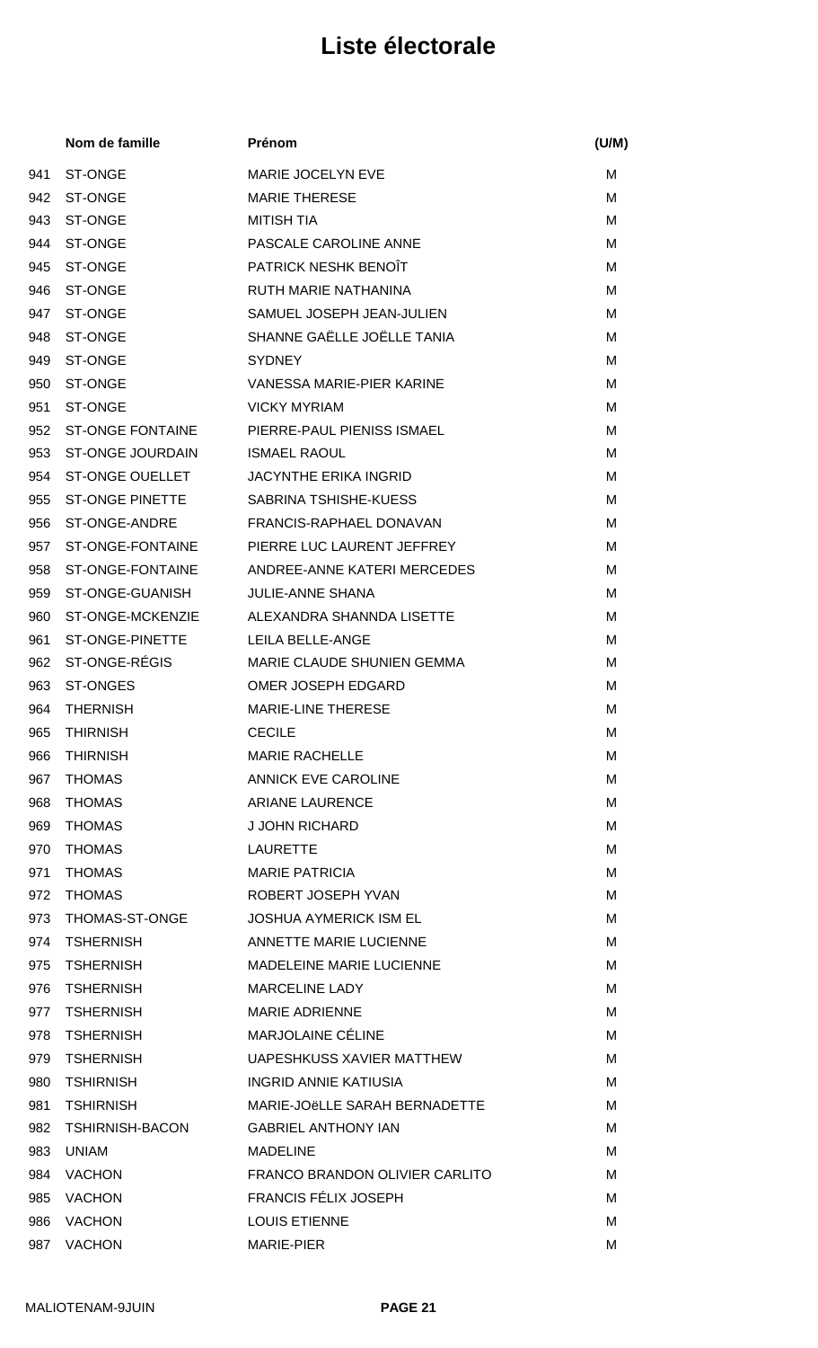# Liste électorale

| | Nom de famille | Prénom | (U/M) |
|---|---|---|---|
| 941 | ST-ONGE | MARIE JOCELYN EVE | M |
| 942 | ST-ONGE | MARIE THERESE | M |
| 943 | ST-ONGE | MITISH TIA | M |
| 944 | ST-ONGE | PASCALE CAROLINE ANNE | M |
| 945 | ST-ONGE | PATRICK NESHK BENOÎT | M |
| 946 | ST-ONGE | RUTH MARIE NATHANINA | M |
| 947 | ST-ONGE | SAMUEL JOSEPH JEAN-JULIEN | M |
| 948 | ST-ONGE | SHANNE GAËLLE JOËLLE TANIA | M |
| 949 | ST-ONGE | SYDNEY | M |
| 950 | ST-ONGE | VANESSA MARIE-PIER KARINE | M |
| 951 | ST-ONGE | VICKY MYRIAM | M |
| 952 | ST-ONGE FONTAINE | PIERRE-PAUL PIENISS ISMAEL | M |
| 953 | ST-ONGE JOURDAIN | ISMAEL RAOUL | M |
| 954 | ST-ONGE OUELLET | JACYNTHE ERIKA INGRID | M |
| 955 | ST-ONGE PINETTE | SABRINA TSHISHE-KUESS | M |
| 956 | ST-ONGE-ANDRE | FRANCIS-RAPHAEL DONAVAN | M |
| 957 | ST-ONGE-FONTAINE | PIERRE LUC LAURENT JEFFREY | M |
| 958 | ST-ONGE-FONTAINE | ANDREE-ANNE KATERI MERCEDES | M |
| 959 | ST-ONGE-GUANISH | JULIE-ANNE SHANA | M |
| 960 | ST-ONGE-MCKENZIE | ALEXANDRA SHANNDA LISETTE | M |
| 961 | ST-ONGE-PINETTE | LEILA BELLE-ANGE | M |
| 962 | ST-ONGE-RÉGIS | MARIE CLAUDE SHUNIEN GEMMA | M |
| 963 | ST-ONGES | OMER JOSEPH EDGARD | M |
| 964 | THERNISH | MARIE-LINE THERESE | M |
| 965 | THIRNISH | CECILE | M |
| 966 | THIRNISH | MARIE RACHELLE | M |
| 967 | THOMAS | ANNICK EVE CAROLINE | M |
| 968 | THOMAS | ARIANE LAURENCE | M |
| 969 | THOMAS | J JOHN RICHARD | M |
| 970 | THOMAS | LAURETTE | M |
| 971 | THOMAS | MARIE PATRICIA | M |
| 972 | THOMAS | ROBERT JOSEPH YVAN | M |
| 973 | THOMAS-ST-ONGE | JOSHUA AYMERICK ISM EL | M |
| 974 | TSHERNISH | ANNETTE MARIE LUCIENNE | M |
| 975 | TSHERNISH | MADELEINE MARIE LUCIENNE | M |
| 976 | TSHERNISH | MARCELINE LADY | M |
| 977 | TSHERNISH | MARIE ADRIENNE | M |
| 978 | TSHERNISH | MARJOLAINE CÉLINE | M |
| 979 | TSHERNISH | UAPESHKUSS XAVIER MATTHEW | M |
| 980 | TSHIRNISH | INGRID ANNIE KATIUSIA | M |
| 981 | TSHIRNISH | MARIE-JOëLLE SARAH BERNADETTE | M |
| 982 | TSHIRNISH-BACON | GABRIEL ANTHONY IAN | M |
| 983 | UNIAM | MADELINE | M |
| 984 | VACHON | FRANCO BRANDON OLIVIER CARLITO | M |
| 985 | VACHON | FRANCIS FÉLIX JOSEPH | M |
| 986 | VACHON | LOUIS ETIENNE | M |
| 987 | VACHON | MARIE-PIER | M |

MALIOTENAM-9JUIN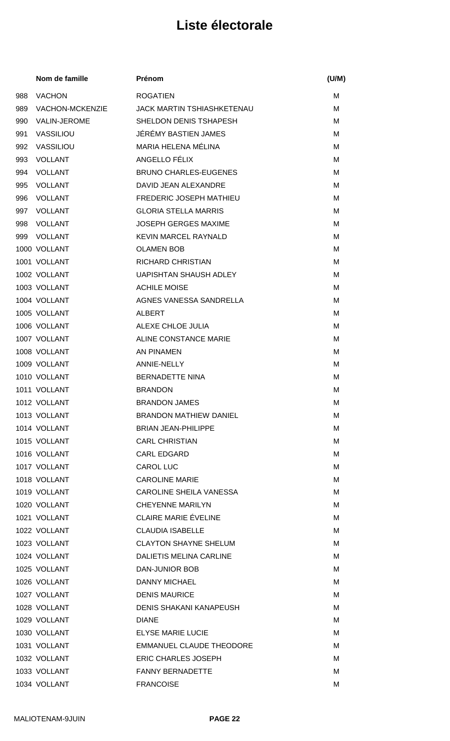# Liste électorale

| | Nom de famille | Prénom | (U/M) |
|---|---|---|---|
| 988 | VACHON | ROGATIEN | M |
| 989 | VACHON-MCKENZIE | JACK MARTIN TSHIASHKETENAU | M |
| 990 | VALIN-JEROME | SHELDON DENIS TSHAPESH | M |
| 991 | VASSILIOU | JÉRÉMY BASTIEN JAMES | M |
| 992 | VASSILIOU | MARIA HELENA MÉLINA | M |
| 993 | VOLLANT | ANGELLO FÉLIX | M |
| 994 | VOLLANT | BRUNO CHARLES-EUGENES | M |
| 995 | VOLLANT | DAVID JEAN ALEXANDRE | M |
| 996 | VOLLANT | FREDERIC JOSEPH MATHIEU | M |
| 997 | VOLLANT | GLORIA STELLA MARRIS | M |
| 998 | VOLLANT | JOSEPH GERGES MAXIME | M |
| 999 | VOLLANT | KEVIN MARCEL RAYNALD | M |
| 1000 | VOLLANT | OLAMEN BOB | M |
| 1001 | VOLLANT | RICHARD CHRISTIAN | M |
| 1002 | VOLLANT | UAPISHTAN SHAUSH ADLEY | M |
| 1003 | VOLLANT | ACHILE MOISE | M |
| 1004 | VOLLANT | AGNES VANESSA SANDRELLA | M |
| 1005 | VOLLANT | ALBERT | M |
| 1006 | VOLLANT | ALEXE CHLOE JULIA | M |
| 1007 | VOLLANT | ALINE CONSTANCE MARIE | M |
| 1008 | VOLLANT | AN PINAMEN | M |
| 1009 | VOLLANT | ANNIE-NELLY | M |
| 1010 | VOLLANT | BERNADETTE NINA | M |
| 1011 | VOLLANT | BRANDON | M |
| 1012 | VOLLANT | BRANDON JAMES | M |
| 1013 | VOLLANT | BRANDON MATHIEW DANIEL | M |
| 1014 | VOLLANT | BRIAN JEAN-PHILIPPE | M |
| 1015 | VOLLANT | CARL CHRISTIAN | M |
| 1016 | VOLLANT | CARL EDGARD | M |
| 1017 | VOLLANT | CAROL LUC | M |
| 1018 | VOLLANT | CAROLINE MARIE | M |
| 1019 | VOLLANT | CAROLINE SHEILA VANESSA | M |
| 1020 | VOLLANT | CHEYENNE MARILYN | M |
| 1021 | VOLLANT | CLAIRE MARIE ÉVELINE | M |
| 1022 | VOLLANT | CLAUDIA ISABELLE | M |
| 1023 | VOLLANT | CLAYTON SHAYNE SHELUM | M |
| 1024 | VOLLANT | DALIETIS MELINA CARLINE | M |
| 1025 | VOLLANT | DAN-JUNIOR BOB | M |
| 1026 | VOLLANT | DANNY MICHAEL | M |
| 1027 | VOLLANT | DENIS MAURICE | M |
| 1028 | VOLLANT | DENIS SHAKANI KANAPEUSH | M |
| 1029 | VOLLANT | DIANE | M |
| 1030 | VOLLANT | ELYSE MARIE LUCIE | M |
| 1031 | VOLLANT | EMMANUEL CLAUDE THEODORE | M |
| 1032 | VOLLANT | ERIC CHARLES JOSEPH | M |
| 1033 | VOLLANT | FANNY BERNADETTE | M |
| 1034 | VOLLANT | FRANCOISE | M |

MALIOTENAM-9JUIN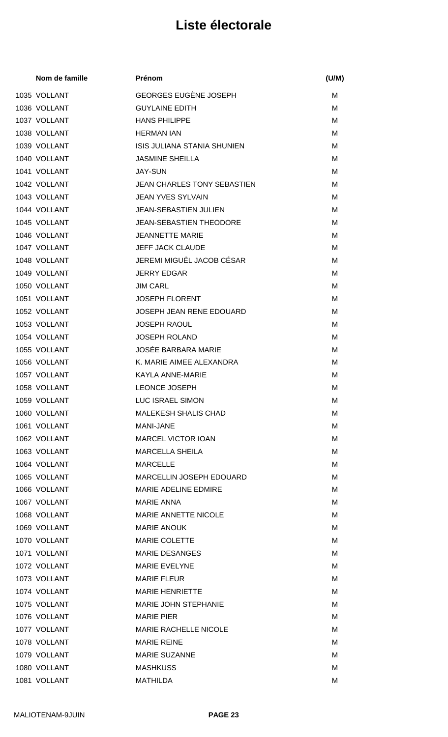# Liste électorale

| | Nom de famille | Prénom | (U/M) |
|---|---|---|---|
| 1035 | VOLLANT | GEORGES EUGÈNE JOSEPH | M |
| 1036 | VOLLANT | GUYLAINE EDITH | M |
| 1037 | VOLLANT | HANS PHILIPPE | M |
| 1038 | VOLLANT | HERMAN IAN | M |
| 1039 | VOLLANT | ISIS JULIANA STANIA SHUNIEN | M |
| 1040 | VOLLANT | JASMINE SHEILLA | M |
| 1041 | VOLLANT | JAY-SUN | M |
| 1042 | VOLLANT | JEAN CHARLES TONY SEBASTIEN | M |
| 1043 | VOLLANT | JEAN YVES SYLVAIN | M |
| 1044 | VOLLANT | JEAN-SEBASTIEN JULIEN | M |
| 1045 | VOLLANT | JEAN-SEBASTIEN THEODORE | M |
| 1046 | VOLLANT | JEANNETTE MARIE | M |
| 1047 | VOLLANT | JEFF JACK CLAUDE | M |
| 1048 | VOLLANT | JEREMI MIGUËL JACOB CÉSAR | M |
| 1049 | VOLLANT | JERRY EDGAR | M |
| 1050 | VOLLANT | JIM CARL | M |
| 1051 | VOLLANT | JOSEPH FLORENT | M |
| 1052 | VOLLANT | JOSEPH JEAN RENE EDOUARD | M |
| 1053 | VOLLANT | JOSEPH RAOUL | M |
| 1054 | VOLLANT | JOSEPH ROLAND | M |
| 1055 | VOLLANT | JOSÉE BARBARA MARIE | M |
| 1056 | VOLLANT | K. MARIE AIMEE ALEXANDRA | M |
| 1057 | VOLLANT | KAYLA ANNE-MARIE | M |
| 1058 | VOLLANT | LEONCE JOSEPH | M |
| 1059 | VOLLANT | LUC ISRAEL SIMON | M |
| 1060 | VOLLANT | MALEKESH SHALIS CHAD | M |
| 1061 | VOLLANT | MANI-JANE | M |
| 1062 | VOLLANT | MARCEL VICTOR IOAN | M |
| 1063 | VOLLANT | MARCELLA SHEILA | M |
| 1064 | VOLLANT | MARCELLE | M |
| 1065 | VOLLANT | MARCELLIN JOSEPH EDOUARD | M |
| 1066 | VOLLANT | MARIE ADELINE EDMIRE | M |
| 1067 | VOLLANT | MARIE ANNA | M |
| 1068 | VOLLANT | MARIE ANNETTE NICOLE | M |
| 1069 | VOLLANT | MARIE ANOUK | M |
| 1070 | VOLLANT | MARIE COLETTE | M |
| 1071 | VOLLANT | MARIE DESANGES | M |
| 1072 | VOLLANT | MARIE EVELYNE | M |
| 1073 | VOLLANT | MARIE FLEUR | M |
| 1074 | VOLLANT | MARIE HENRIETTE | M |
| 1075 | VOLLANT | MARIE JOHN STEPHANIE | M |
| 1076 | VOLLANT | MARIE PIER | M |
| 1077 | VOLLANT | MARIE RACHELLE NICOLE | M |
| 1078 | VOLLANT | MARIE REINE | M |
| 1079 | VOLLANT | MARIE SUZANNE | M |
| 1080 | VOLLANT | MASHKUSS | M |
| 1081 | VOLLANT | MATHILDA | M |

MALIOTENAM-9JUIN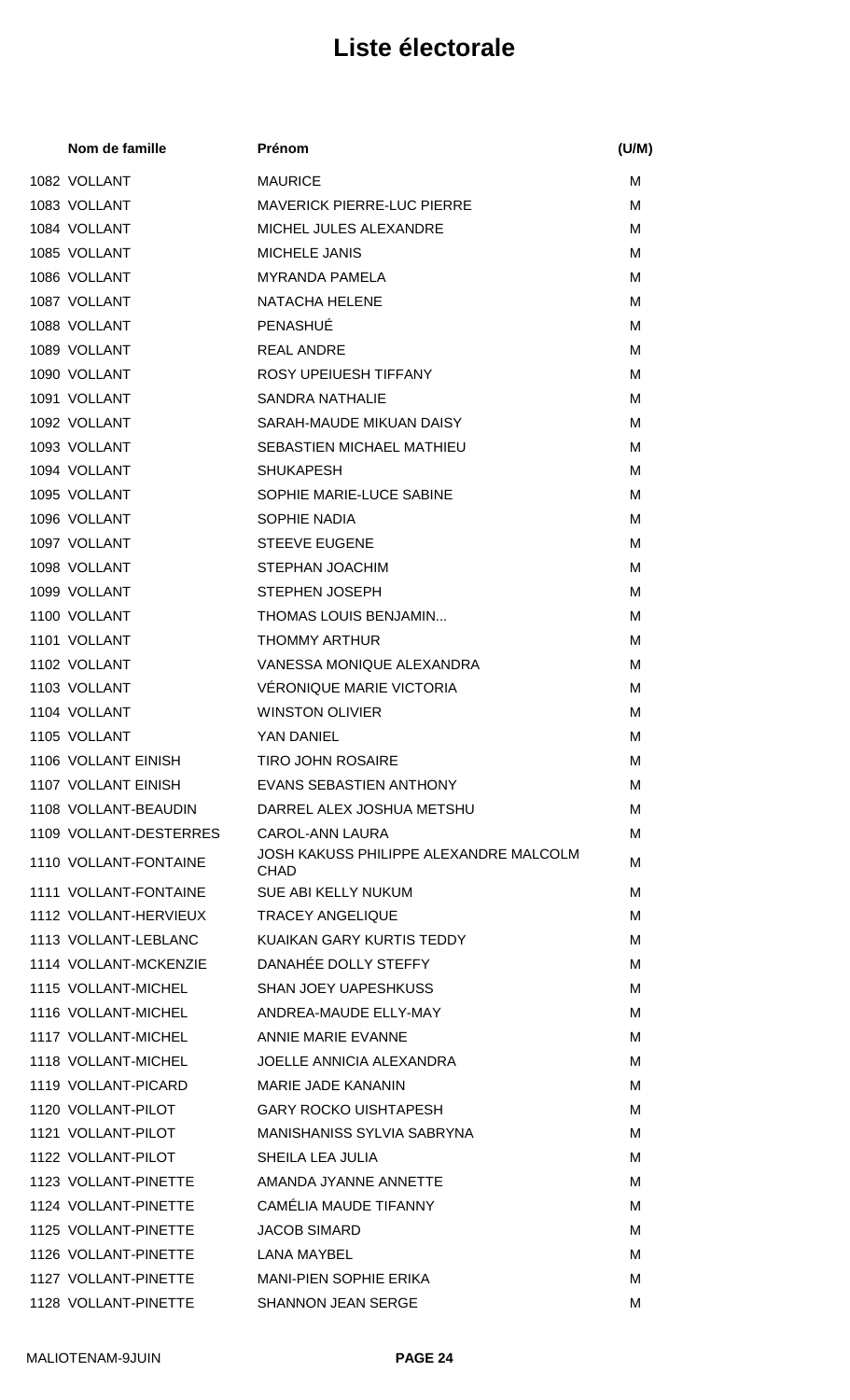# Liste électorale

| | Nom de famille | Prénom | (U/M) |
|---|---|---|---|
| 1082 | VOLLANT | MAURICE | M |
| 1083 | VOLLANT | MAVERICK PIERRE-LUC PIERRE | M |
| 1084 | VOLLANT | MICHEL JULES ALEXANDRE | M |
| 1085 | VOLLANT | MICHELE JANIS | M |
| 1086 | VOLLANT | MYRANDA PAMELA | M |
| 1087 | VOLLANT | NATACHA HELENE | M |
| 1088 | VOLLANT | PENASHUÉ | M |
| 1089 | VOLLANT | REAL ANDRE | M |
| 1090 | VOLLANT | ROSY UPEIUESH TIFFANY | M |
| 1091 | VOLLANT | SANDRA NATHALIE | M |
| 1092 | VOLLANT | SARAH-MAUDE MIKUAN DAISY | M |
| 1093 | VOLLANT | SEBASTIEN MICHAEL MATHIEU | M |
| 1094 | VOLLANT | SHUKAPESH | M |
| 1095 | VOLLANT | SOPHIE MARIE-LUCE SABINE | M |
| 1096 | VOLLANT | SOPHIE NADIA | M |
| 1097 | VOLLANT | STEEVE EUGENE | M |
| 1098 | VOLLANT | STEPHAN JOACHIM | M |
| 1099 | VOLLANT | STEPHEN JOSEPH | M |
| 1100 | VOLLANT | THOMAS LOUIS BENJAMIN... | M |
| 1101 | VOLLANT | THOMMY ARTHUR | M |
| 1102 | VOLLANT | VANESSA MONIQUE ALEXANDRA | M |
| 1103 | VOLLANT | VÉRONIQUE MARIE VICTORIA | M |
| 1104 | VOLLANT | WINSTON OLIVIER | M |
| 1105 | VOLLANT | YAN DANIEL | M |
| 1106 | VOLLANT EINISH | TIRO JOHN ROSAIRE | M |
| 1107 | VOLLANT EINISH | EVANS SEBASTIEN ANTHONY | M |
| 1108 | VOLLANT-BEAUDIN | DARREL ALEX JOSHUA METSHU | M |
| 1109 | VOLLANT-DESTERRES | CAROL-ANN LAURA | M |
| 1110 | VOLLANT-FONTAINE | JOSH KAKUSS PHILIPPE ALEXANDRE MALCOLM CHAD | M |
| 1111 | VOLLANT-FONTAINE | SUE ABI KELLY NUKUM | M |
| 1112 | VOLLANT-HERVIEUX | TRACEY ANGELIQUE | M |
| 1113 | VOLLANT-LEBLANC | KUAIKAN GARY KURTIS TEDDY | M |
| 1114 | VOLLANT-MCKENZIE | DANAHÉE DOLLY STEFFY | M |
| 1115 | VOLLANT-MICHEL | SHAN JOEY UAPESHKUSS | M |
| 1116 | VOLLANT-MICHEL | ANDREA-MAUDE ELLY-MAY | M |
| 1117 | VOLLANT-MICHEL | ANNIE MARIE EVANNE | M |
| 1118 | VOLLANT-MICHEL | JOELLE ANNICIA ALEXANDRA | M |
| 1119 | VOLLANT-PICARD | MARIE JADE KANANIN | M |
| 1120 | VOLLANT-PILOT | GARY ROCKO UISHTAPESH | M |
| 1121 | VOLLANT-PILOT | MANISHANISS SYLVIA SABRYNA | M |
| 1122 | VOLLANT-PILOT | SHEILA LEA JULIA | M |
| 1123 | VOLLANT-PINETTE | AMANDA JYANNE ANNETTE | M |
| 1124 | VOLLANT-PINETTE | CAMÉLIA MAUDE TIFANNY | M |
| 1125 | VOLLANT-PINETTE | JACOB SIMARD | M |
| 1126 | VOLLANT-PINETTE | LANA MAYBEL | M |
| 1127 | VOLLANT-PINETTE | MANI-PIEN SOPHIE ERIKA | M |
| 1128 | VOLLANT-PINETTE | SHANNON JEAN SERGE | M |

MALIOTENAM-9JUIN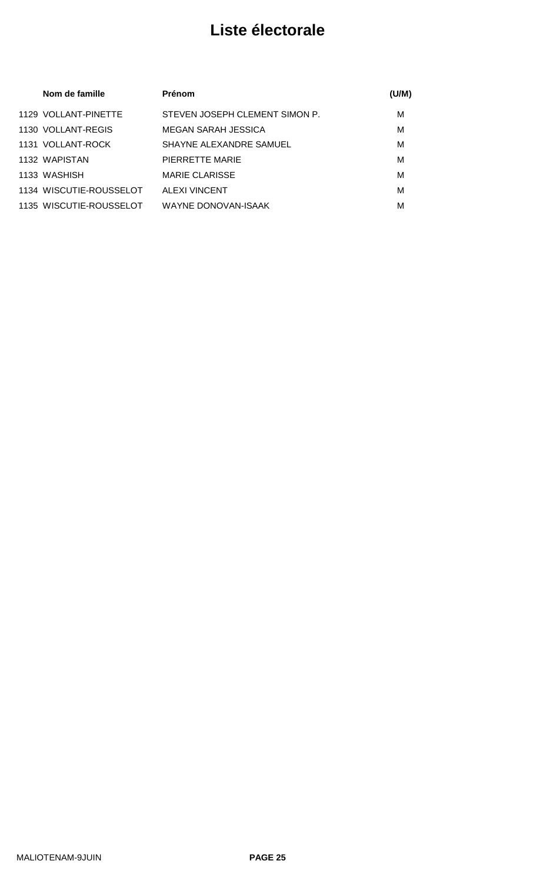# Liste électorale

| | Nom de famille | Prénom | (U/M) |
|---|---|---|---|
| 1129 | VOLLANT-PINETTE | STEVEN JOSEPH CLEMENT SIMON P. | M |
| 1130 | VOLLANT-REGIS | MEGAN SARAH JESSICA | M |
| 1131 | VOLLANT-ROCK | SHAYNE ALEXANDRE SAMUEL | M |
| 1132 | WAPISTAN | PIERRETTE MARIE | M |
| 1133 | WASHISH | MARIE CLARISSE | M |
| 1134 | WISCUTIE-ROUSSELOT | ALEXI VINCENT | M |
| 1135 | WISCUTIE-ROUSSELOT | WAYNE DONOVAN-ISAAK | M |